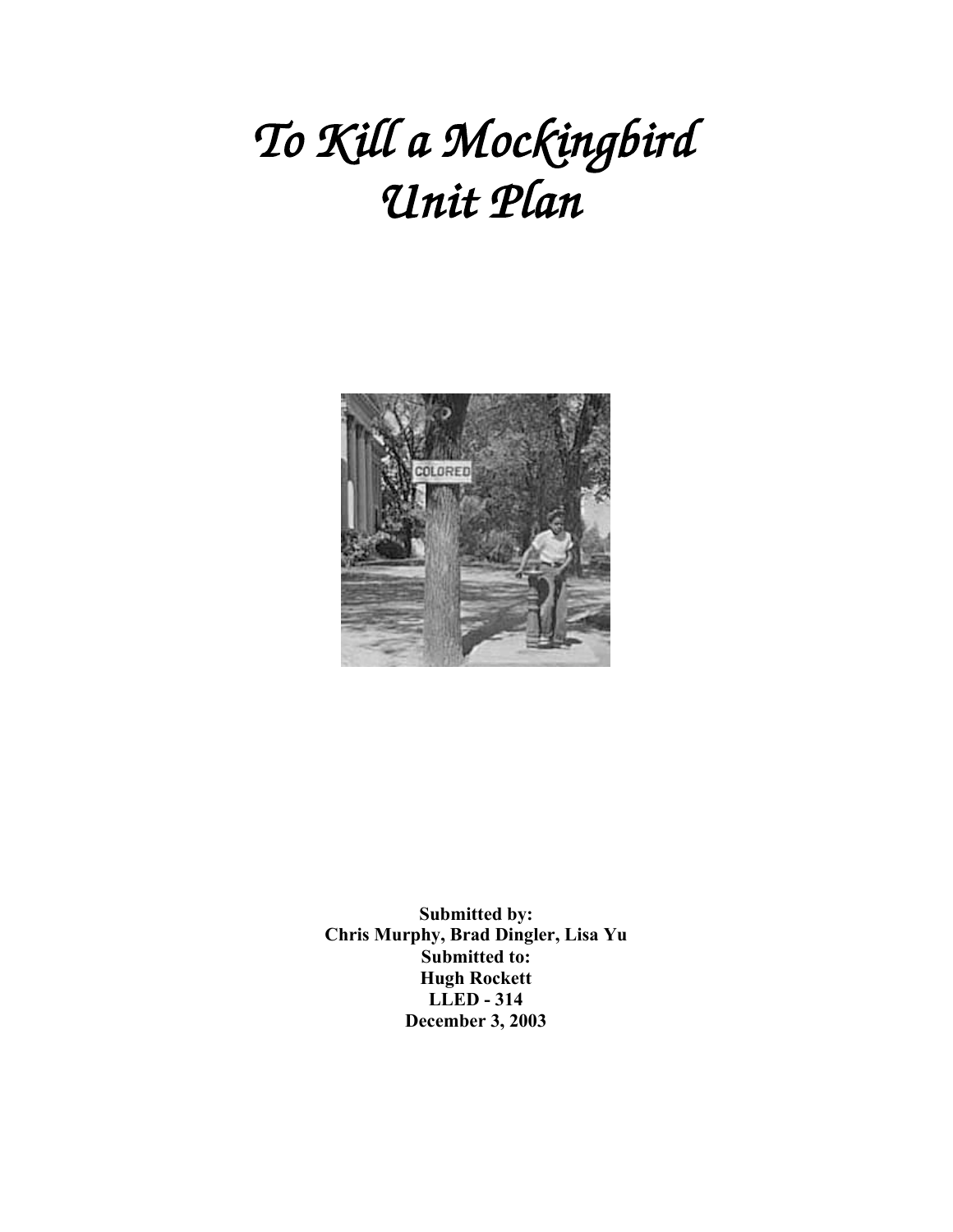# *To Kill a Mockingbird Unit Plan*

**Submitted by:**
**Chris Murphy, Brad Dingler, Lisa Yu**
**Submitted to:**
**Hugh Rockett**
**LLED - 314**
**December 3, 2003**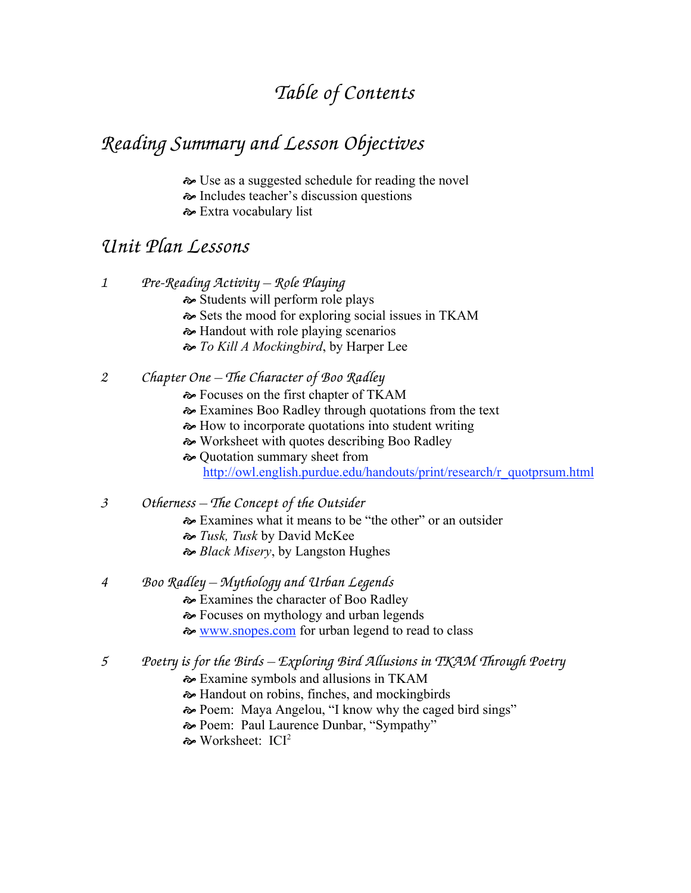# *Table of Contents*

## *Reading Summary and Lesson Objectives*

- Use as a suggested schedule for reading the novel
- Includes teacher's discussion questions
- Extra vocabulary list

## *Unit Plan Lessons*

1 *Pre-Reading Activity – Role Playing*
- Students will perform role plays
- Sets the mood for exploring social issues in TKAM
- Handout with role playing scenarios
- *To Kill A Mockingbird*, by Harper Lee

2 *Chapter One – The Character of Boo Radley*
- Focuses on the first chapter of TKAM
- Examines Boo Radley through quotations from the text
- How to incorporate quotations into student writing
- Worksheet with quotes describing Boo Radley
- Quotation summary sheet from http://owl.english.purdue.edu/handouts/print/research/r_quotprsum.html

3 *Otherness – The Concept of the Outsider*
- Examines what it means to be "the other" or an outsider
- *Tusk, Tusk* by David McKee
- *Black Misery*, by Langston Hughes

4 *Boo Radley – Mythology and Urban Legends*
- Examines the character of Boo Radley
- Focuses on mythology and urban legends
- www.snopes.com for urban legend to read to class

5 *Poetry is for the Birds – Exploring Bird Allusions in TKAM Through Poetry*
- Examine symbols and allusions in TKAM
- Handout on robins, finches, and mockingbirds
- Poem: Maya Angelou, "I know why the caged bird sings"
- Poem: Paul Laurence Dunbar, "Sympathy"
- Worksheet: ICI$^2$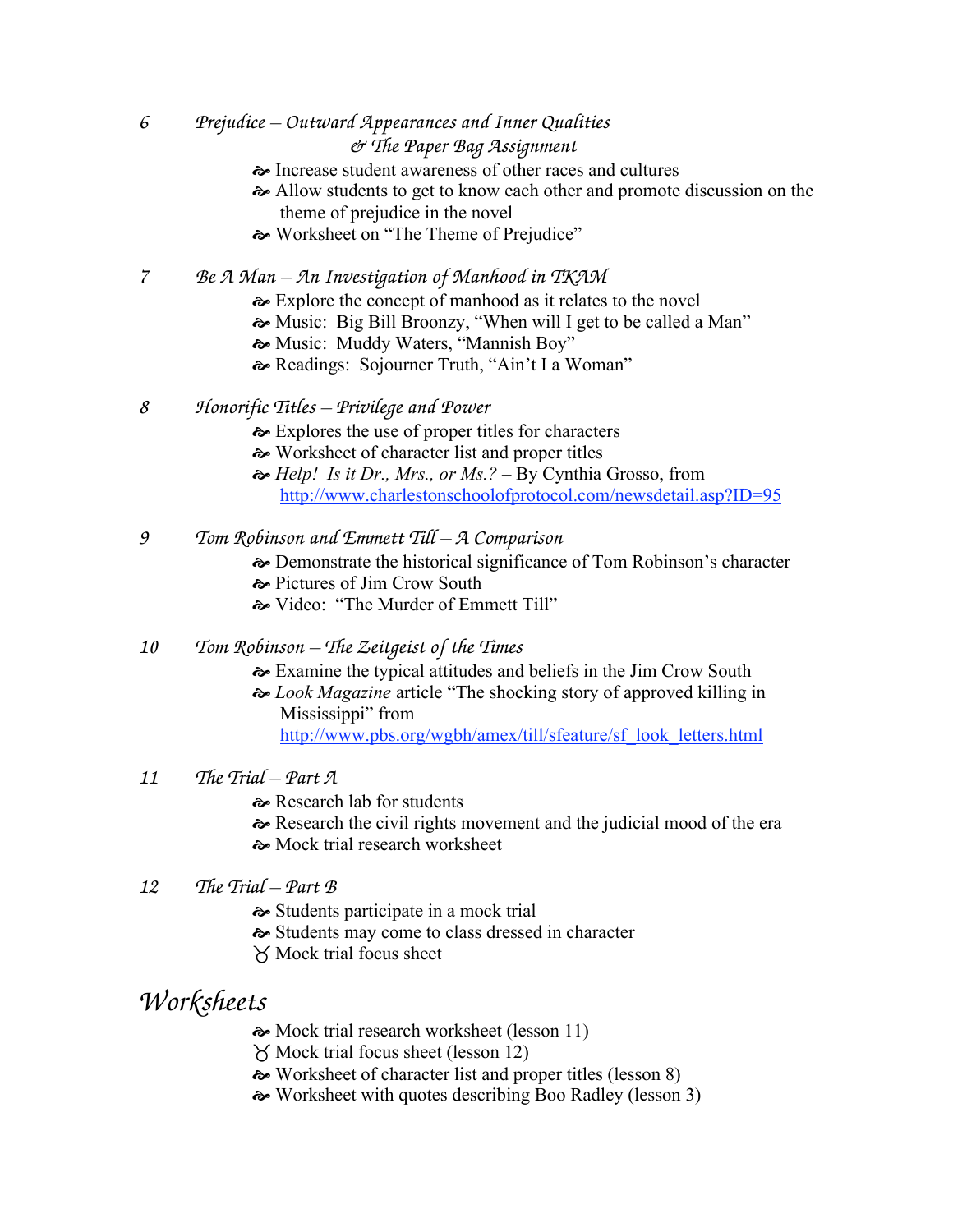6 *Prejudice – Outward Appearances and Inner Qualities & The Paper Bag Assignment*

- Increase student awareness of other races and cultures
- Allow students to get to know each other and promote discussion on the theme of prejudice in the novel
- Worksheet on "The Theme of Prejudice"

7 *Be A Man – An Investigation of Manhood in TKAM*

- Explore the concept of manhood as it relates to the novel
- Music: Big Bill Broonzy, "When will I get to be called a Man"
- Music: Muddy Waters, "Mannish Boy"
- Readings: Sojourner Truth, "Ain't I a Woman"

8 *Honorific Titles – Privilege and Power*

- Explores the use of proper titles for characters
- Worksheet of character list and proper titles
- *Help! Is it Dr., Mrs., or Ms.?* – By Cynthia Grosso, from http://www.charlestonschoolofprotocol.com/newsdetail.asp?ID=95

9 *Tom Robinson and Emmett Till – A Comparison*

- Demonstrate the historical significance of Tom Robinson's character
- Pictures of Jim Crow South
- Video: "The Murder of Emmett Till"

10 *Tom Robinson – The Zeitgeist of the Times*

- Examine the typical attitudes and beliefs in the Jim Crow South
- *Look Magazine* article "The shocking story of approved killing in Mississippi" from http://www.pbs.org/wgbh/amex/till/sfeature/sf_look_letters.html

11 *The Trial – Part A*

- Research lab for students
- Research the civil rights movement and the judicial mood of the era
- Mock trial research worksheet

12 *The Trial – Part B*

- Students participate in a mock trial
- Students may come to class dressed in character
- ♉ Mock trial focus sheet

# *Worksheets*

- Mock trial research worksheet (lesson 11)
- ♉ Mock trial focus sheet (lesson 12)
- Worksheet of character list and proper titles (lesson 8)
- Worksheet with quotes describing Boo Radley (lesson 3)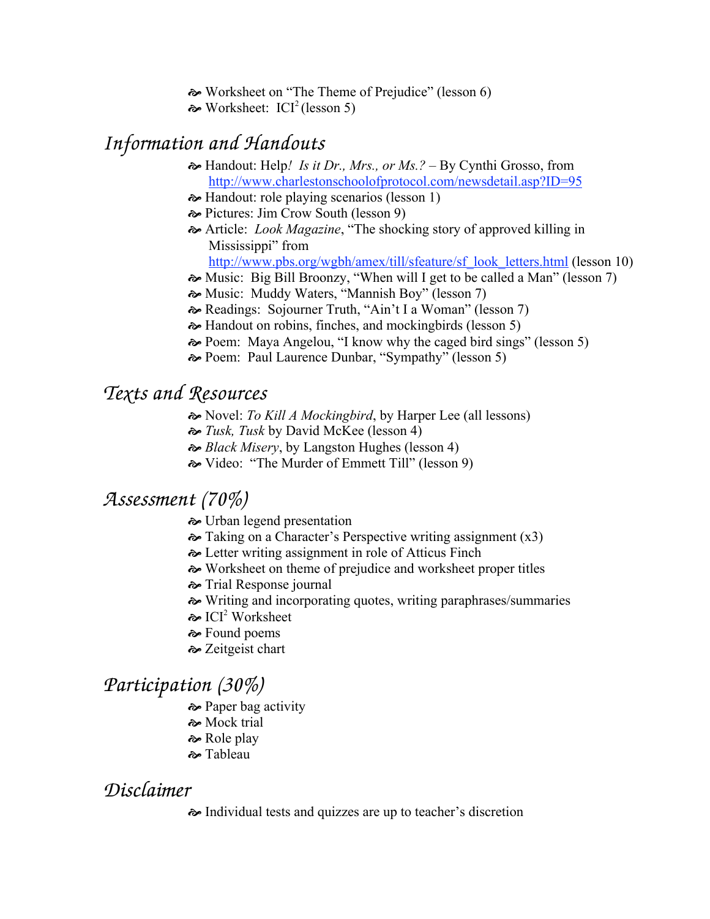- Worksheet on "The Theme of Prejudice" (lesson 6)
- Worksheet: ICI$^2$ (lesson 5)

## Information and Handouts

- Handout: Help*! Is it Dr., Mrs., or Ms.?* – By Cynthi Grosso, from http://www.charlestonschoolofprotocol.com/newsdetail.asp?ID=95
- Handout: role playing scenarios (lesson 1)
- Pictures: Jim Crow South (lesson 9)
- Article: *Look Magazine*, "The shocking story of approved killing in Mississippi" from http://www.pbs.org/wgbh/amex/till/sfeature/sf_look_letters.html (lesson 10)
- Music: Big Bill Broonzy, "When will I get to be called a Man" (lesson 7)
- Music: Muddy Waters, "Mannish Boy" (lesson 7)
- Readings: Sojourner Truth, "Ain't I a Woman" (lesson 7)
- Handout on robins, finches, and mockingbirds (lesson 5)
- Poem: Maya Angelou, "I know why the caged bird sings" (lesson 5)
- Poem: Paul Laurence Dunbar, "Sympathy" (lesson 5)

## Texts and Resources

- Novel: *To Kill A Mockingbird*, by Harper Lee (all lessons)
- *Tusk, Tusk* by David McKee (lesson 4)
- *Black Misery*, by Langston Hughes (lesson 4)
- Video: "The Murder of Emmett Till" (lesson 9)

## Assessment (70%)

- Urban legend presentation
- Taking on a Character's Perspective writing assignment (x3)
- Letter writing assignment in role of Atticus Finch
- Worksheet on theme of prejudice and worksheet proper titles
- Trial Response journal
- Writing and incorporating quotes, writing paraphrases/summaries
- ICI$^2$ Worksheet
- Found poems
- Zeitgeist chart

## Participation (30%)

- Paper bag activity
- Mock trial
- Role play
- Tableau

## Disclaimer

- Individual tests and quizzes are up to teacher's discretion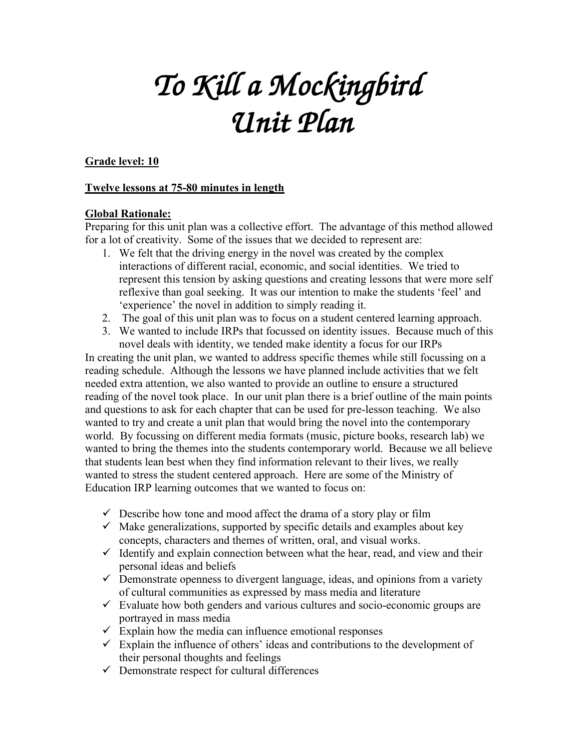# *To Kill a Mockingbird Unit Plan*

**Grade level: 10**

**Twelve lessons at 75-80 minutes in length**

**Global Rationale:**

Preparing for this unit plan was a collective effort. The advantage of this method allowed for a lot of creativity. Some of the issues that we decided to represent are:

1. We felt that the driving energy in the novel was created by the complex interactions of different racial, economic, and social identities. We tried to represent this tension by asking questions and creating lessons that were more self reflexive than goal seeking. It was our intention to make the students 'feel' and 'experience' the novel in addition to simply reading it.
2. The goal of this unit plan was to focus on a student centered learning approach.
3. We wanted to include IRPs that focussed on identity issues. Because much of this novel deals with identity, we tended make identity a focus for our IRPs

In creating the unit plan, we wanted to address specific themes while still focussing on a reading schedule. Although the lessons we have planned include activities that we felt needed extra attention, we also wanted to provide an outline to ensure a structured reading of the novel took place. In our unit plan there is a brief outline of the main points and questions to ask for each chapter that can be used for pre-lesson teaching. We also wanted to try and create a unit plan that would bring the novel into the contemporary world. By focussing on different media formats (music, picture books, research lab) we wanted to bring the themes into the students contemporary world. Because we all believe that students lean best when they find information relevant to their lives, we really wanted to stress the student centered approach. Here are some of the Ministry of Education IRP learning outcomes that we wanted to focus on:

- ✓ Describe how tone and mood affect the drama of a story play or film
- ✓ Make generalizations, supported by specific details and examples about key concepts, characters and themes of written, oral, and visual works.
- ✓ Identify and explain connection between what the hear, read, and view and their personal ideas and beliefs
- ✓ Demonstrate openness to divergent language, ideas, and opinions from a variety of cultural communities as expressed by mass media and literature
- ✓ Evaluate how both genders and various cultures and socio-economic groups are portrayed in mass media
- ✓ Explain how the media can influence emotional responses
- ✓ Explain the influence of others' ideas and contributions to the development of their personal thoughts and feelings
- ✓ Demonstrate respect for cultural differences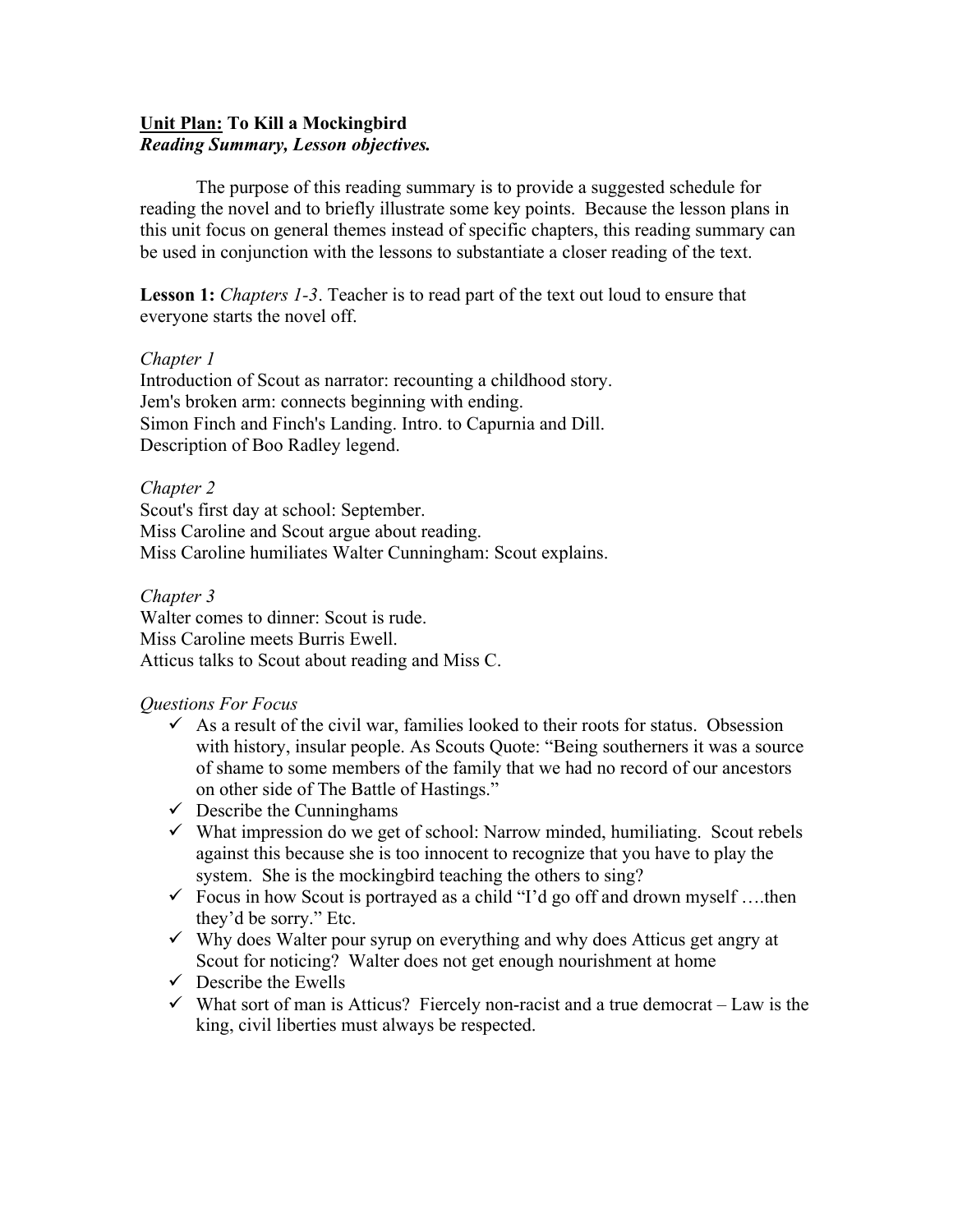**<u>Unit Plan:</u> To Kill a Mockingbird**
***Reading Summary, Lesson objectives.***

The purpose of this reading summary is to provide a suggested schedule for reading the novel and to briefly illustrate some key points. Because the lesson plans in this unit focus on general themes instead of specific chapters, this reading summary can be used in conjunction with the lessons to substantiate a closer reading of the text.

**Lesson 1:** *Chapters 1-3*. Teacher is to read part of the text out loud to ensure that everyone starts the novel off.

*Chapter 1*
Introduction of Scout as narrator: recounting a childhood story.
Jem's broken arm: connects beginning with ending.
Simon Finch and Finch's Landing. Intro. to Capurnia and Dill.
Description of Boo Radley legend.

*Chapter 2*
Scout's first day at school: September.
Miss Caroline and Scout argue about reading.
Miss Caroline humiliates Walter Cunningham: Scout explains.

*Chapter 3*
Walter comes to dinner: Scout is rude.
Miss Caroline meets Burris Ewell.
Atticus talks to Scout about reading and Miss C.

*Questions For Focus*

- ✓ As a result of the civil war, families looked to their roots for status. Obsession with history, insular people. As Scouts Quote: "Being southerners it was a source of shame to some members of the family that we had no record of our ancestors on other side of The Battle of Hastings."
- ✓ Describe the Cunninghams
- ✓ What impression do we get of school: Narrow minded, humiliating. Scout rebels against this because she is too innocent to recognize that you have to play the system. She is the mockingbird teaching the others to sing?
- ✓ Focus in how Scout is portrayed as a child "I'd go off and drown myself ….then they'd be sorry." Etc.
- ✓ Why does Walter pour syrup on everything and why does Atticus get angry at Scout for noticing? Walter does not get enough nourishment at home
- ✓ Describe the Ewells
- ✓ What sort of man is Atticus? Fiercely non-racist and a true democrat – Law is the king, civil liberties must always be respected.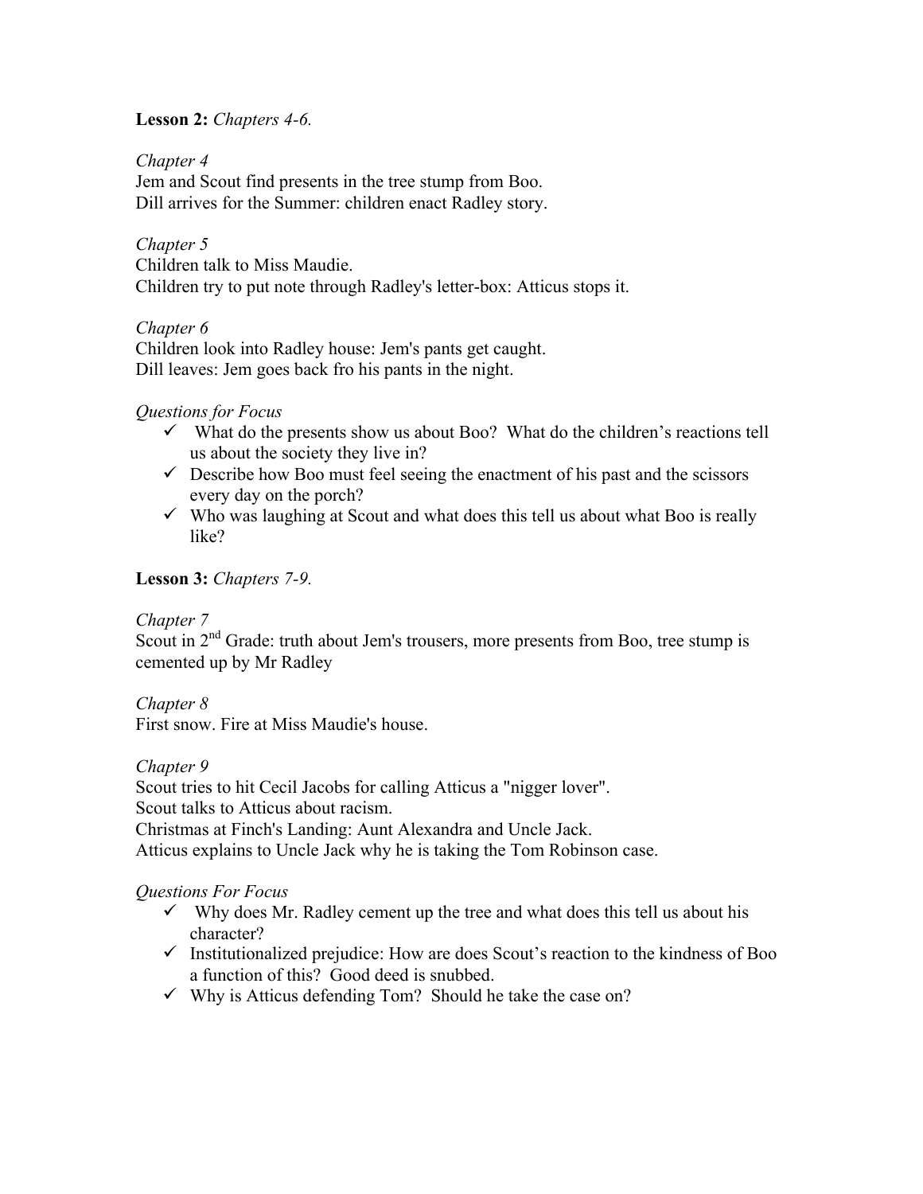**Lesson 2:** *Chapters 4-6.*

*Chapter 4*

Jem and Scout find presents in the tree stump from Boo.
Dill arrives for the Summer: children enact Radley story.

*Chapter 5*

Children talk to Miss Maudie.
Children try to put note through Radley's letter-box: Atticus stops it.

*Chapter 6*

Children look into Radley house: Jem's pants get caught.
Dill leaves: Jem goes back fro his pants in the night.

*Questions for Focus*

- ✓ What do the presents show us about Boo? What do the children's reactions tell us about the society they live in?
- ✓ Describe how Boo must feel seeing the enactment of his past and the scissors every day on the porch?
- ✓ Who was laughing at Scout and what does this tell us about what Boo is really like?

**Lesson 3:** *Chapters 7-9.*

*Chapter 7*

Scout in 2nd Grade: truth about Jem's trousers, more presents from Boo, tree stump is cemented up by Mr Radley

*Chapter 8*

First snow. Fire at Miss Maudie's house.

*Chapter 9*

Scout tries to hit Cecil Jacobs for calling Atticus a "nigger lover".
Scout talks to Atticus about racism.
Christmas at Finch's Landing: Aunt Alexandra and Uncle Jack.
Atticus explains to Uncle Jack why he is taking the Tom Robinson case.

*Questions For Focus*

- ✓ Why does Mr. Radley cement up the tree and what does this tell us about his character?
- ✓ Institutionalized prejudice: How are does Scout's reaction to the kindness of Boo a function of this? Good deed is snubbed.
- ✓ Why is Atticus defending Tom? Should he take the case on?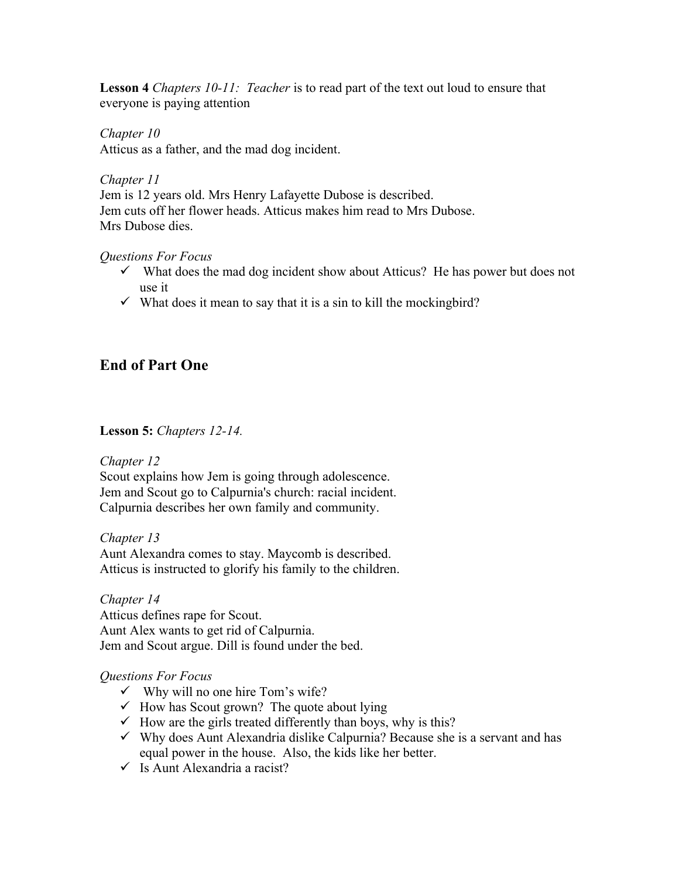**Lesson 4** *Chapters 10-11: Teacher* is to read part of the text out loud to ensure that everyone is paying attention

*Chapter 10*
Atticus as a father, and the mad dog incident.

*Chapter 11*
Jem is 12 years old. Mrs Henry Lafayette Dubose is described.
Jem cuts off her flower heads. Atticus makes him read to Mrs Dubose.
Mrs Dubose dies.

*Questions For Focus*

- ✓ What does the mad dog incident show about Atticus? He has power but does not use it
- ✓ What does it mean to say that it is a sin to kill the mockingbird?

## End of Part One

**Lesson 5:** *Chapters 12-14.*

*Chapter 12*
Scout explains how Jem is going through adolescence.
Jem and Scout go to Calpurnia's church: racial incident.
Calpurnia describes her own family and community.

*Chapter 13*
Aunt Alexandra comes to stay. Maycomb is described.
Atticus is instructed to glorify his family to the children.

*Chapter 14*
Atticus defines rape for Scout.
Aunt Alex wants to get rid of Calpurnia.
Jem and Scout argue. Dill is found under the bed.

*Questions For Focus*

- ✓ Why will no one hire Tom's wife?
- ✓ How has Scout grown? The quote about lying
- ✓ How are the girls treated differently than boys, why is this?
- ✓ Why does Aunt Alexandria dislike Calpurnia? Because she is a servant and has equal power in the house. Also, the kids like her better.
- ✓ Is Aunt Alexandria a racist?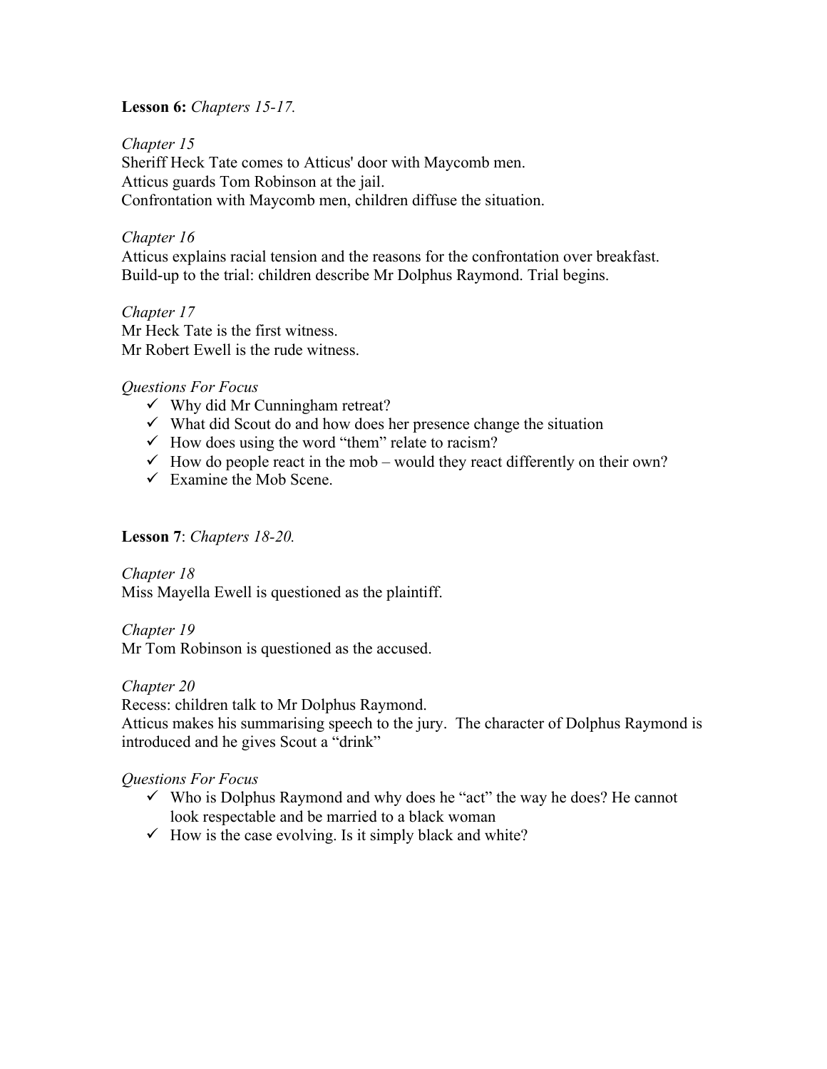**Lesson 6:** *Chapters 15-17.*

*Chapter 15*

Sheriff Heck Tate comes to Atticus' door with Maycomb men.
Atticus guards Tom Robinson at the jail.
Confrontation with Maycomb men, children diffuse the situation.

*Chapter 16*

Atticus explains racial tension and the reasons for the confrontation over breakfast.
Build-up to the trial: children describe Mr Dolphus Raymond. Trial begins.

*Chapter 17*

Mr Heck Tate is the first witness.
Mr Robert Ewell is the rude witness.

*Questions For Focus*

- ✓ Why did Mr Cunningham retreat?
- ✓ What did Scout do and how does her presence change the situation
- ✓ How does using the word "them" relate to racism?
- ✓ How do people react in the mob – would they react differently on their own?
- ✓ Examine the Mob Scene.

**Lesson 7**: *Chapters 18-20.*

*Chapter 18*

Miss Mayella Ewell is questioned as the plaintiff.

*Chapter 19*

Mr Tom Robinson is questioned as the accused.

*Chapter 20*

Recess: children talk to Mr Dolphus Raymond.
Atticus makes his summarising speech to the jury. The character of Dolphus Raymond is introduced and he gives Scout a "drink"

*Questions For Focus*

- ✓ Who is Dolphus Raymond and why does he "act" the way he does? He cannot look respectable and be married to a black woman
- ✓ How is the case evolving. Is it simply black and white?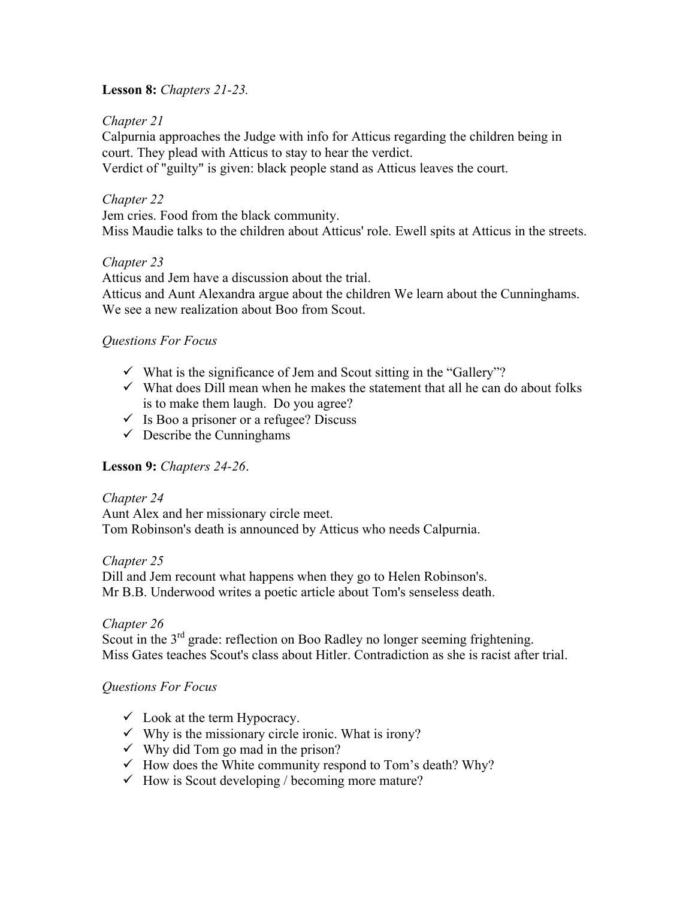**Lesson 8:** *Chapters 21-23.*

*Chapter 21*

Calpurnia approaches the Judge with info for Atticus regarding the children being in court. They plead with Atticus to stay to hear the verdict.
Verdict of "guilty" is given: black people stand as Atticus leaves the court.

*Chapter 22*

Jem cries. Food from the black community.
Miss Maudie talks to the children about Atticus' role. Ewell spits at Atticus in the streets.

*Chapter 23*

Atticus and Jem have a discussion about the trial.
Atticus and Aunt Alexandra argue about the children We learn about the Cunninghams.
We see a new realization about Boo from Scout.

*Questions For Focus*

- ✓ What is the significance of Jem and Scout sitting in the "Gallery"?
- ✓ What does Dill mean when he makes the statement that all he can do about folks is to make them laugh. Do you agree?
- ✓ Is Boo a prisoner or a refugee? Discuss
- ✓ Describe the Cunninghams

**Lesson 9:** *Chapters 24-26*.

*Chapter 24*

Aunt Alex and her missionary circle meet.
Tom Robinson's death is announced by Atticus who needs Calpurnia.

*Chapter 25*

Dill and Jem recount what happens when they go to Helen Robinson's.
Mr B.B. Underwood writes a poetic article about Tom's senseless death.

*Chapter 26*

Scout in the 3rd grade: reflection on Boo Radley no longer seeming frightening.
Miss Gates teaches Scout's class about Hitler. Contradiction as she is racist after trial.

*Questions For Focus*

- ✓ Look at the term Hypocracy.
- ✓ Why is the missionary circle ironic. What is irony?
- ✓ Why did Tom go mad in the prison?
- ✓ How does the White community respond to Tom's death? Why?
- ✓ How is Scout developing / becoming more mature?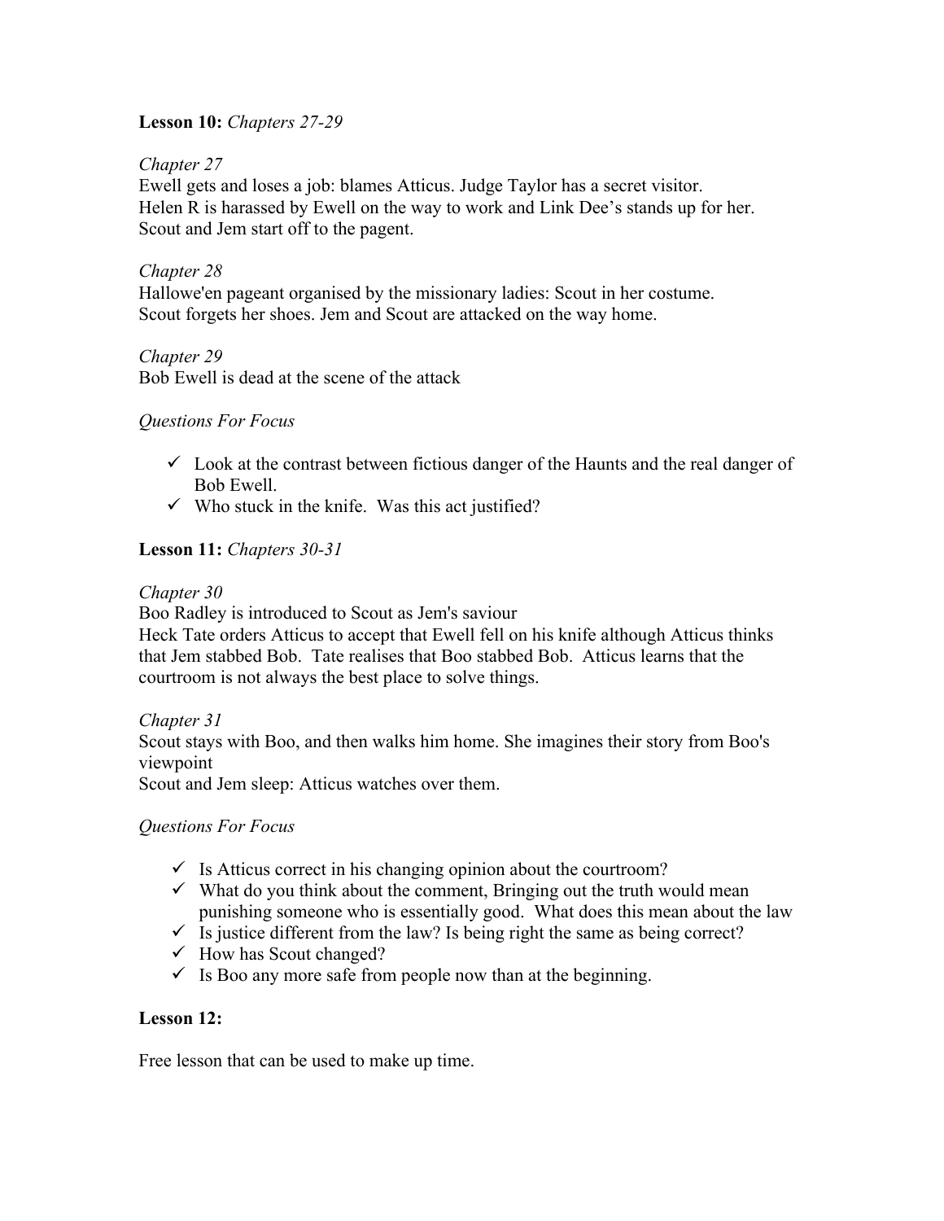**Lesson 10:** *Chapters 27-29*

*Chapter 27*

Ewell gets and loses a job: blames Atticus. Judge Taylor has a secret visitor.
Helen R is harassed by Ewell on the way to work and Link Dee's stands up for her.
Scout and Jem start off to the pagent.

*Chapter 28*

Hallowe'en pageant organised by the missionary ladies: Scout in her costume.
Scout forgets her shoes. Jem and Scout are attacked on the way home.

*Chapter 29*

Bob Ewell is dead at the scene of the attack

*Questions For Focus*

- ✓ Look at the contrast between fictious danger of the Haunts and the real danger of Bob Ewell.
- ✓ Who stuck in the knife. Was this act justified?

**Lesson 11:** *Chapters 30-31*

*Chapter 30*

Boo Radley is introduced to Scout as Jem's saviour
Heck Tate orders Atticus to accept that Ewell fell on his knife although Atticus thinks that Jem stabbed Bob. Tate realises that Boo stabbed Bob. Atticus learns that the courtroom is not always the best place to solve things.

*Chapter 31*

Scout stays with Boo, and then walks him home. She imagines their story from Boo's viewpoint
Scout and Jem sleep: Atticus watches over them.

*Questions For Focus*

- ✓ Is Atticus correct in his changing opinion about the courtroom?
- ✓ What do you think about the comment, Bringing out the truth would mean punishing someone who is essentially good. What does this mean about the law
- ✓ Is justice different from the law? Is being right the same as being correct?
- ✓ How has Scout changed?
- ✓ Is Boo any more safe from people now than at the beginning.

**Lesson 12:**

Free lesson that can be used to make up time.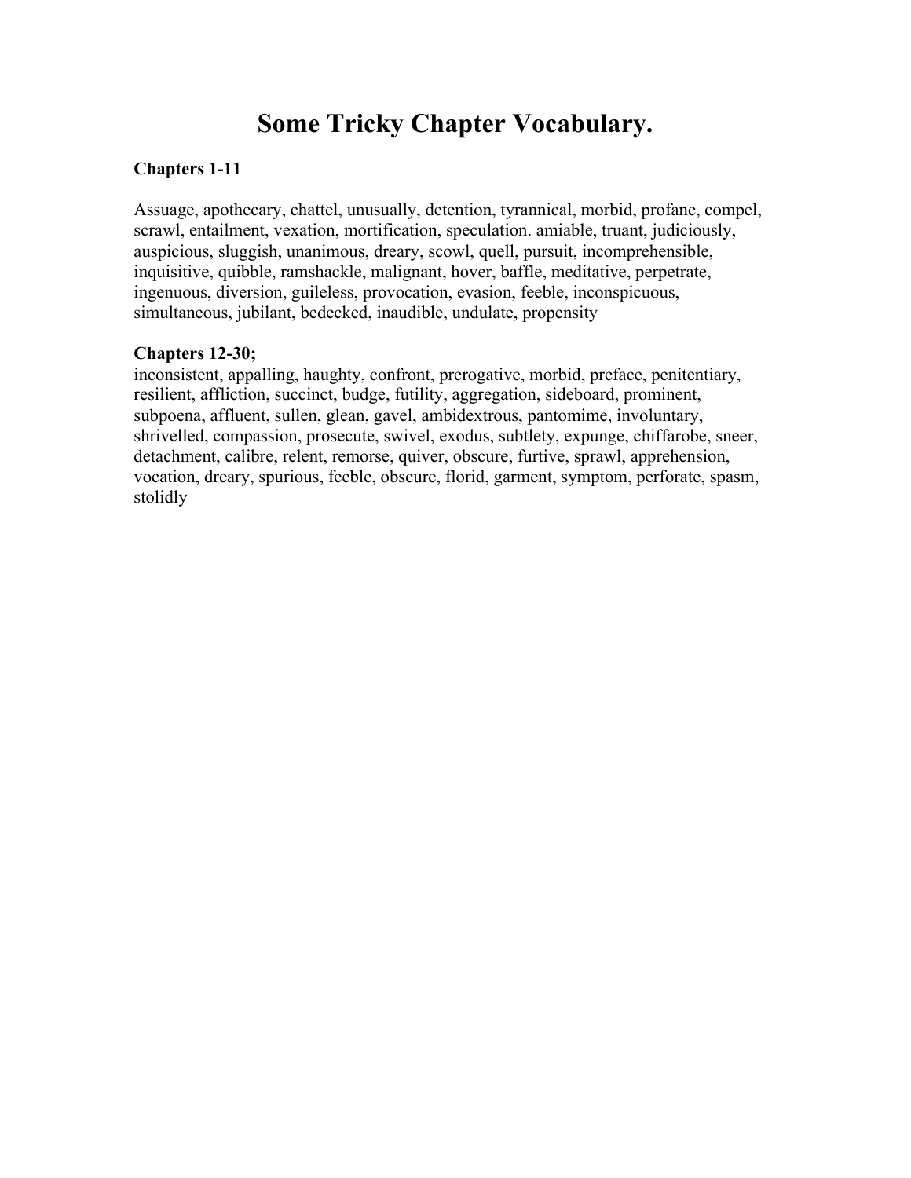# Some Tricky Chapter Vocabulary.

**Chapters 1-11**

Assuage, apothecary, chattel, unusually, detention, tyrannical, morbid, profane, compel, scrawl, entailment, vexation, mortification, speculation. amiable, truant, judiciously, auspicious, sluggish, unanimous, dreary, scowl, quell, pursuit, incomprehensible, inquisitive, quibble, ramshackle, malignant, hover, baffle, meditative, perpetrate, ingenuous, diversion, guileless, provocation, evasion, feeble, inconspicuous, simultaneous, jubilant, bedecked, inaudible, undulate, propensity

**Chapters 12-30;**

inconsistent, appalling, haughty, confront, prerogative, morbid, preface, penitentiary, resilient, affliction, succinct, budge, futility, aggregation, sideboard, prominent, subpoena, affluent, sullen, glean, gavel, ambidextrous, pantomime, involuntary, shrivelled, compassion, prosecute, swivel, exodus, subtlety, expunge, chiffarobe, sneer, detachment, calibre, relent, remorse, quiver, obscure, furtive, sprawl, apprehension, vocation, dreary, spurious, feeble, obscure, florid, garment, symptom, perforate, spasm, stolidly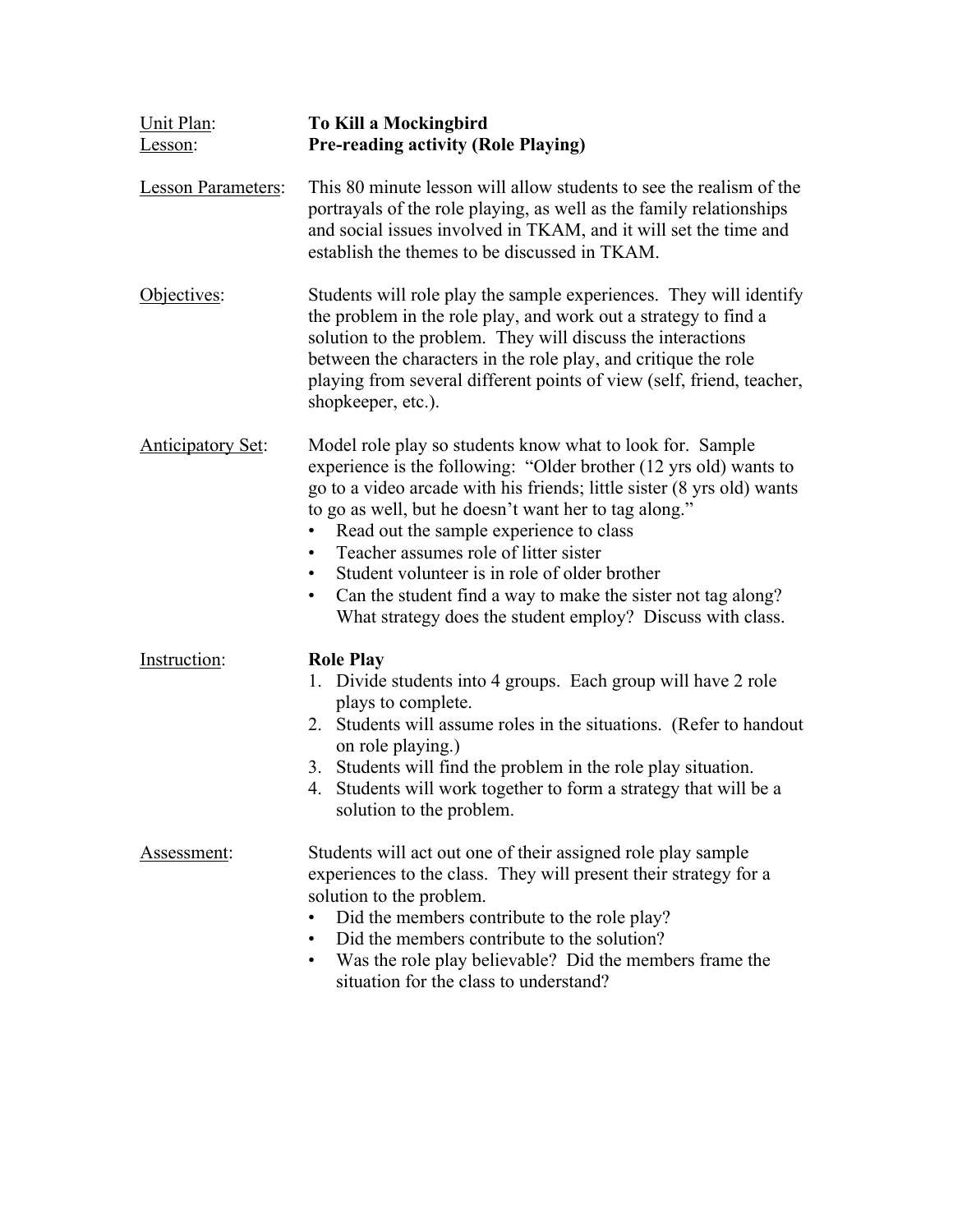<u>Unit Plan</u>: **To Kill a Mockingbird**

<u>Lesson</u>: **Pre-reading activity (Role Playing)**

<u>Lesson Parameters</u>: This 80 minute lesson will allow students to see the realism of the portrayals of the role playing, as well as the family relationships and social issues involved in TKAM, and it will set the time and establish the themes to be discussed in TKAM.

<u>Objectives</u>: Students will role play the sample experiences. They will identify the problem in the role play, and work out a strategy to find a solution to the problem. They will discuss the interactions between the characters in the role play, and critique the role playing from several different points of view (self, friend, teacher, shopkeeper, etc.).

<u>Anticipatory Set</u>: Model role play so students know what to look for. Sample experience is the following: "Older brother (12 yrs old) wants to go to a video arcade with his friends; little sister (8 yrs old) wants to go as well, but he doesn't want her to tag along."

- Read out the sample experience to class
- Teacher assumes role of litter sister
- Student volunteer is in role of older brother
- Can the student find a way to make the sister not tag along? What strategy does the student employ? Discuss with class.

<u>Instruction</u>: **Role Play**

1. Divide students into 4 groups. Each group will have 2 role plays to complete.
2. Students will assume roles in the situations. (Refer to handout on role playing.)
3. Students will find the problem in the role play situation.
4. Students will work together to form a strategy that will be a solution to the problem.

<u>Assessment</u>: Students will act out one of their assigned role play sample experiences to the class. They will present their strategy for a solution to the problem.

- Did the members contribute to the role play?
- Did the members contribute to the solution?
- Was the role play believable? Did the members frame the situation for the class to understand?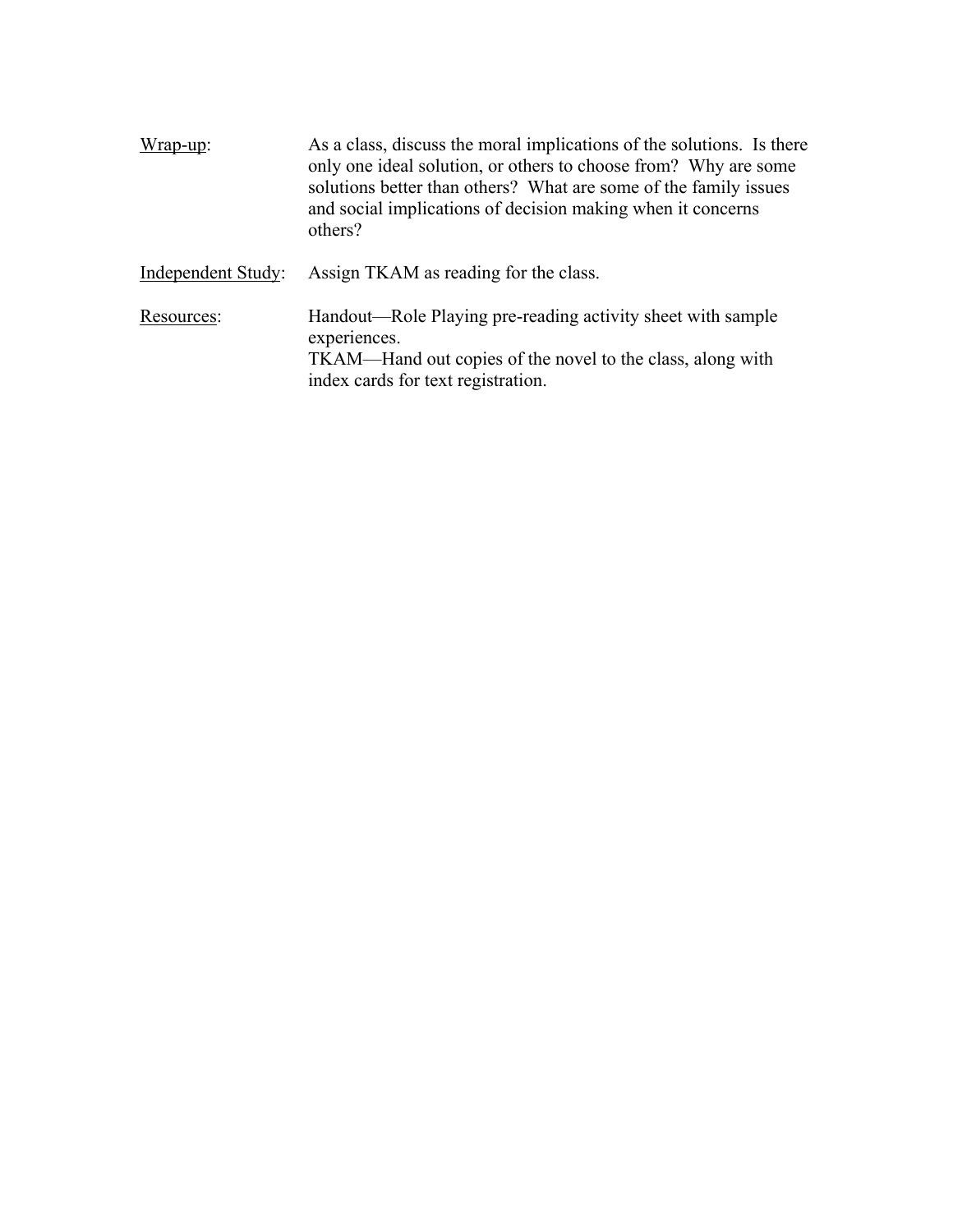<u>Wrap-up</u>: As a class, discuss the moral implications of the solutions. Is there only one ideal solution, or others to choose from? Why are some solutions better than others? What are some of the family issues and social implications of decision making when it concerns others?

<u>Independent Study</u>: Assign TKAM as reading for the class.

<u>Resources</u>: Handout—Role Playing pre-reading activity sheet with sample experiences.
TKAM—Hand out copies of the novel to the class, along with index cards for text registration.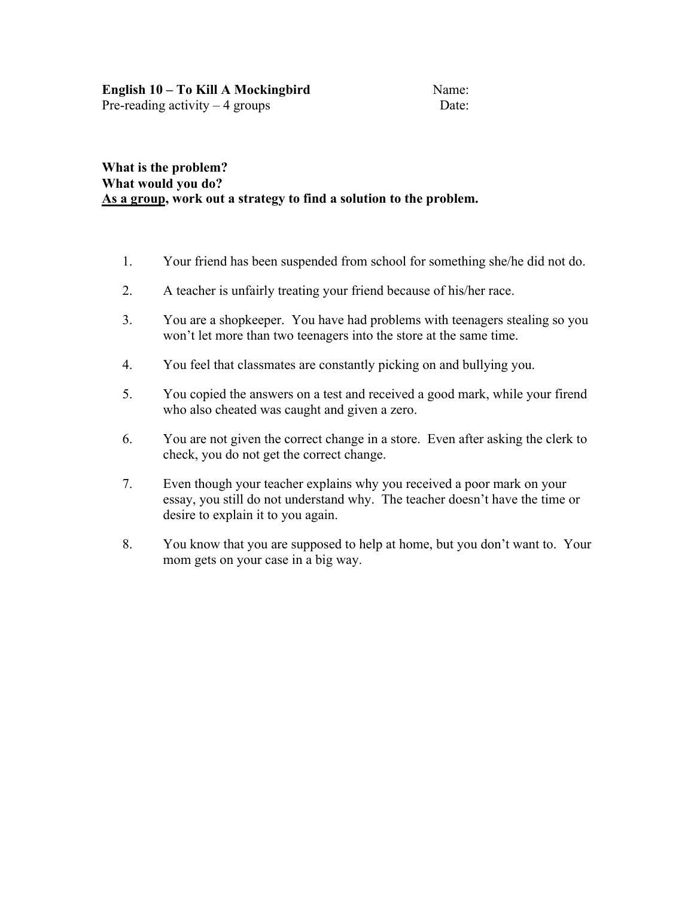**English 10 – To Kill A Mockingbird** Name:
Pre-reading activity – 4 groups Date:

**What is the problem?**
**What would you do?**
**<u>As a group</u>, work out a strategy to find a solution to the problem.**

1. Your friend has been suspended from school for something she/he did not do.
2. A teacher is unfairly treating your friend because of his/her race.
3. You are a shopkeeper. You have had problems with teenagers stealing so you won't let more than two teenagers into the store at the same time.
4. You feel that classmates are constantly picking on and bullying you.
5. You copied the answers on a test and received a good mark, while your firend who also cheated was caught and given a zero.
6. You are not given the correct change in a store. Even after asking the clerk to check, you do not get the correct change.
7. Even though your teacher explains why you received a poor mark on your essay, you still do not understand why. The teacher doesn't have the time or desire to explain it to you again.
8. You know that you are supposed to help at home, but you don't want to. Your mom gets on your case in a big way.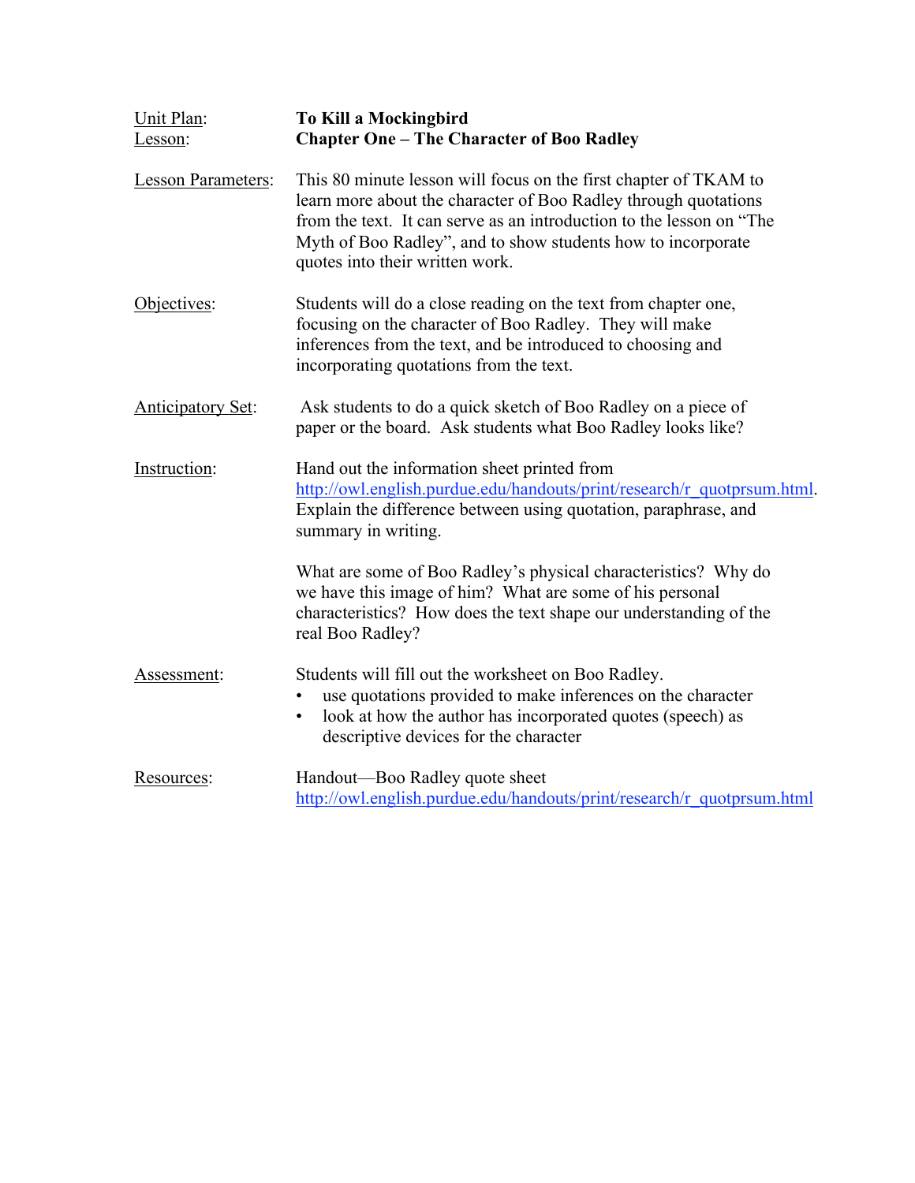Unit Plan: **To Kill a Mockingbird**
Lesson: **Chapter One – The Character of Boo Radley**

Lesson Parameters: This 80 minute lesson will focus on the first chapter of TKAM to learn more about the character of Boo Radley through quotations from the text. It can serve as an introduction to the lesson on "The Myth of Boo Radley", and to show students how to incorporate quotes into their written work.

Objectives: Students will do a close reading on the text from chapter one, focusing on the character of Boo Radley. They will make inferences from the text, and be introduced to choosing and incorporating quotations from the text.

Anticipatory Set: Ask students to do a quick sketch of Boo Radley on a piece of paper or the board. Ask students what Boo Radley looks like?

Instruction: Hand out the information sheet printed from http://owl.english.purdue.edu/handouts/print/research/r_quotprsum.html. Explain the difference between using quotation, paraphrase, and summary in writing.

What are some of Boo Radley's physical characteristics? Why do we have this image of him? What are some of his personal characteristics? How does the text shape our understanding of the real Boo Radley?

Assessment: Students will fill out the worksheet on Boo Radley.

- use quotations provided to make inferences on the character
- look at how the author has incorporated quotes (speech) as descriptive devices for the character

Resources: Handout—Boo Radley quote sheet
http://owl.english.purdue.edu/handouts/print/research/r_quotprsum.html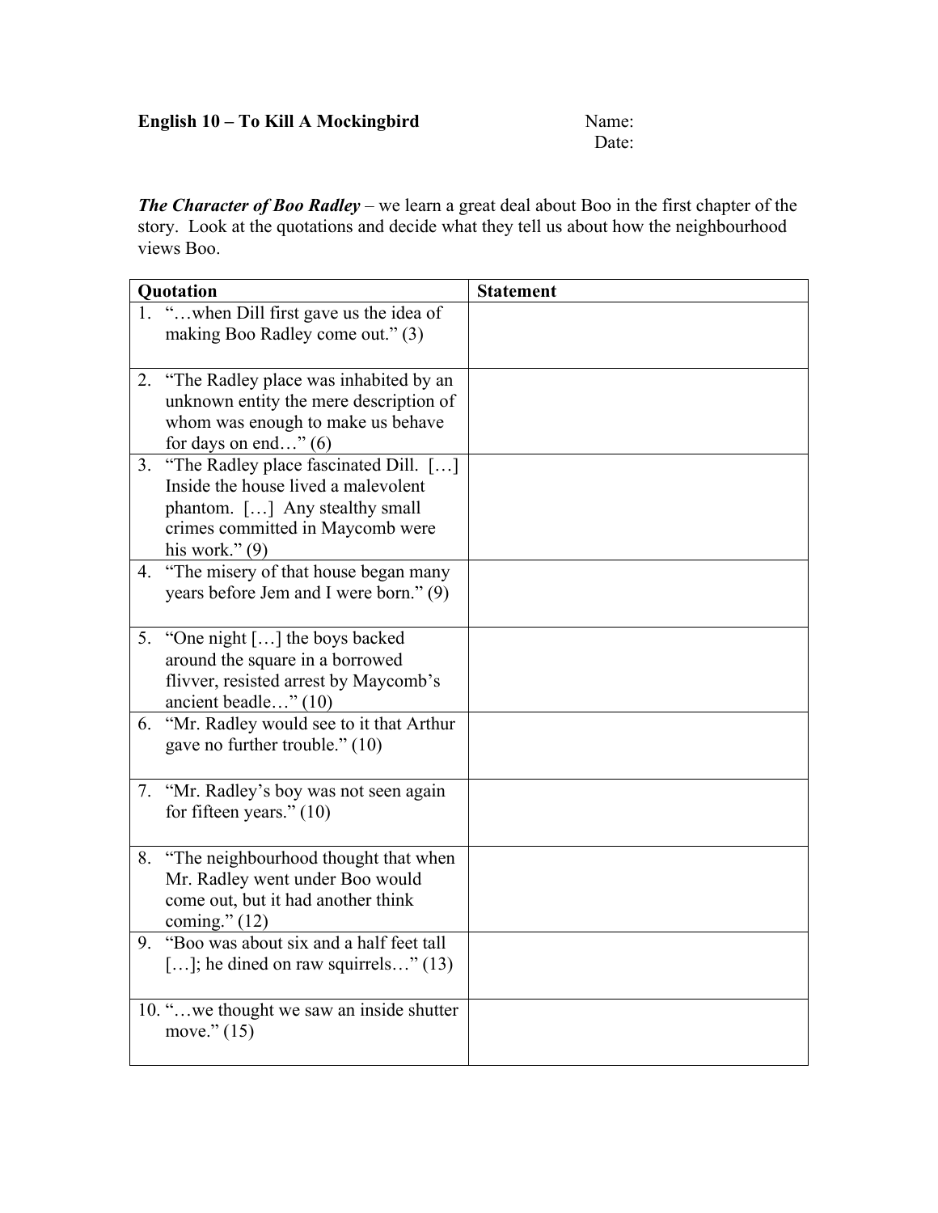**English 10 – To Kill A Mockingbird** Name:
Date:

***The Character of Boo Radley*** – we learn a great deal about Boo in the first chapter of the story. Look at the quotations and decide what they tell us about how the neighbourhood views Boo.

| Quotation | Statement |
|---|---|
| 1. "…when Dill first gave us the idea of making Boo Radley come out." (3) | |
| 2. "The Radley place was inhabited by an unknown entity the mere description of whom was enough to make us behave for days on end…" (6) | |
| 3. "The Radley place fascinated Dill. […] Inside the house lived a malevolent phantom. […] Any stealthy small crimes committed in Maycomb were his work." (9) | |
| 4. "The misery of that house began many years before Jem and I were born." (9) | |
| 5. "One night […] the boys backed around the square in a borrowed flivver, resisted arrest by Maycomb's ancient beadle…" (10) | |
| 6. "Mr. Radley would see to it that Arthur gave no further trouble." (10) | |
| 7. "Mr. Radley's boy was not seen again for fifteen years." (10) | |
| 8. "The neighbourhood thought that when Mr. Radley went under Boo would come out, but it had another think coming." (12) | |
| 9. "Boo was about six and a half feet tall […]; he dined on raw squirrels…" (13) | |
| 10. "…we thought we saw an inside shutter move." (15) | |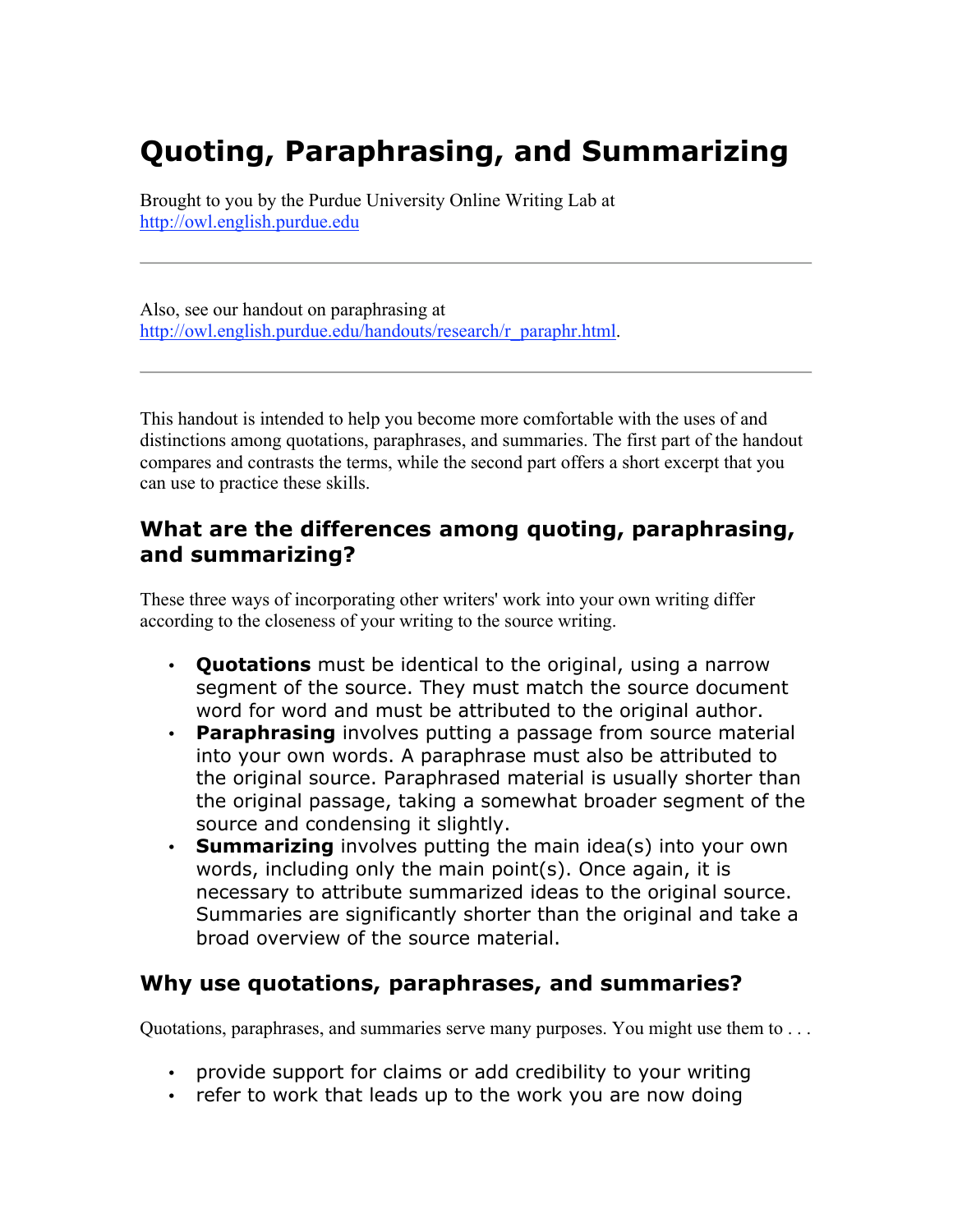# Quoting, Paraphrasing, and Summarizing

Brought to you by the Purdue University Online Writing Lab at
http://owl.english.purdue.edu

---

Also, see our handout on paraphrasing at
http://owl.english.purdue.edu/handouts/research/r_paraphr.html.

---

This handout is intended to help you become more comfortable with the uses of and distinctions among quotations, paraphrases, and summaries. The first part of the handout compares and contrasts the terms, while the second part offers a short excerpt that you can use to practice these skills.

## What are the differences among quoting, paraphrasing, and summarizing?

These three ways of incorporating other writers' work into your own writing differ according to the closeness of your writing to the source writing.

- **Quotations** must be identical to the original, using a narrow segment of the source. They must match the source document word for word and must be attributed to the original author.
- **Paraphrasing** involves putting a passage from source material into your own words. A paraphrase must also be attributed to the original source. Paraphrased material is usually shorter than the original passage, taking a somewhat broader segment of the source and condensing it slightly.
- **Summarizing** involves putting the main idea(s) into your own words, including only the main point(s). Once again, it is necessary to attribute summarized ideas to the original source. Summaries are significantly shorter than the original and take a broad overview of the source material.

## Why use quotations, paraphrases, and summaries?

Quotations, paraphrases, and summaries serve many purposes. You might use them to . . .

- provide support for claims or add credibility to your writing
- refer to work that leads up to the work you are now doing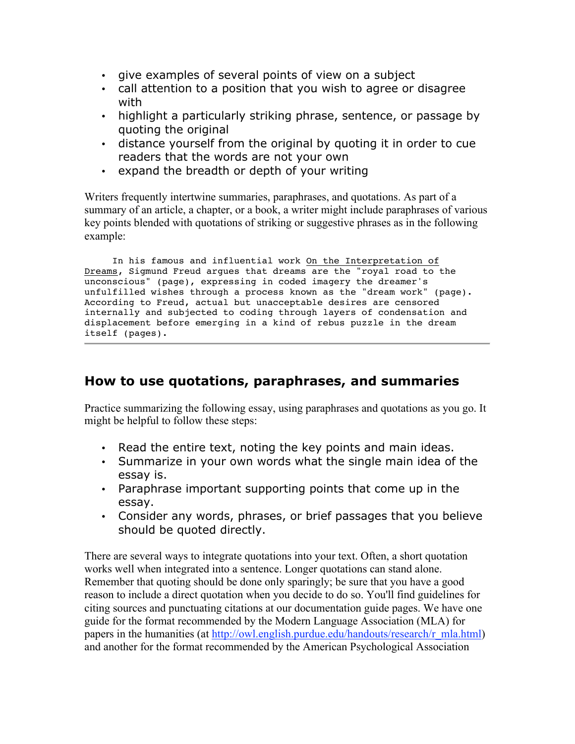- give examples of several points of view on a subject
- call attention to a position that you wish to agree or disagree with
- highlight a particularly striking phrase, sentence, or passage by quoting the original
- distance yourself from the original by quoting it in order to cue readers that the words are not your own
- expand the breadth or depth of your writing

Writers frequently intertwine summaries, paraphrases, and quotations. As part of a summary of an article, a chapter, or a book, a writer might include paraphrases of various key points blended with quotations of striking or suggestive phrases as in the following example:

```
     In his famous and influential work On the Interpretation of
Dreams, Sigmund Freud argues that dreams are the "royal road to the
unconscious" (page), expressing in coded imagery the dreamer's
unfulfilled wishes through a process known as the "dream work" (page).
According to Freud, actual but unacceptable desires are censored
internally and subjected to coding through layers of condensation and
displacement before emerging in a kind of rebus puzzle in the dream
itself (pages).
```

---

## How to use quotations, paraphrases, and summaries

Practice summarizing the following essay, using paraphrases and quotations as you go. It might be helpful to follow these steps:

- Read the entire text, noting the key points and main ideas.
- Summarize in your own words what the single main idea of the essay is.
- Paraphrase important supporting points that come up in the essay.
- Consider any words, phrases, or brief passages that you believe should be quoted directly.

There are several ways to integrate quotations into your text. Often, a short quotation works well when integrated into a sentence. Longer quotations can stand alone. Remember that quoting should be done only sparingly; be sure that you have a good reason to include a direct quotation when you decide to do so. You'll find guidelines for citing sources and punctuating citations at our documentation guide pages. We have one guide for the format recommended by the Modern Language Association (MLA) for papers in the humanities (at http://owl.english.purdue.edu/handouts/research/r_mla.html) and another for the format recommended by the American Psychological Association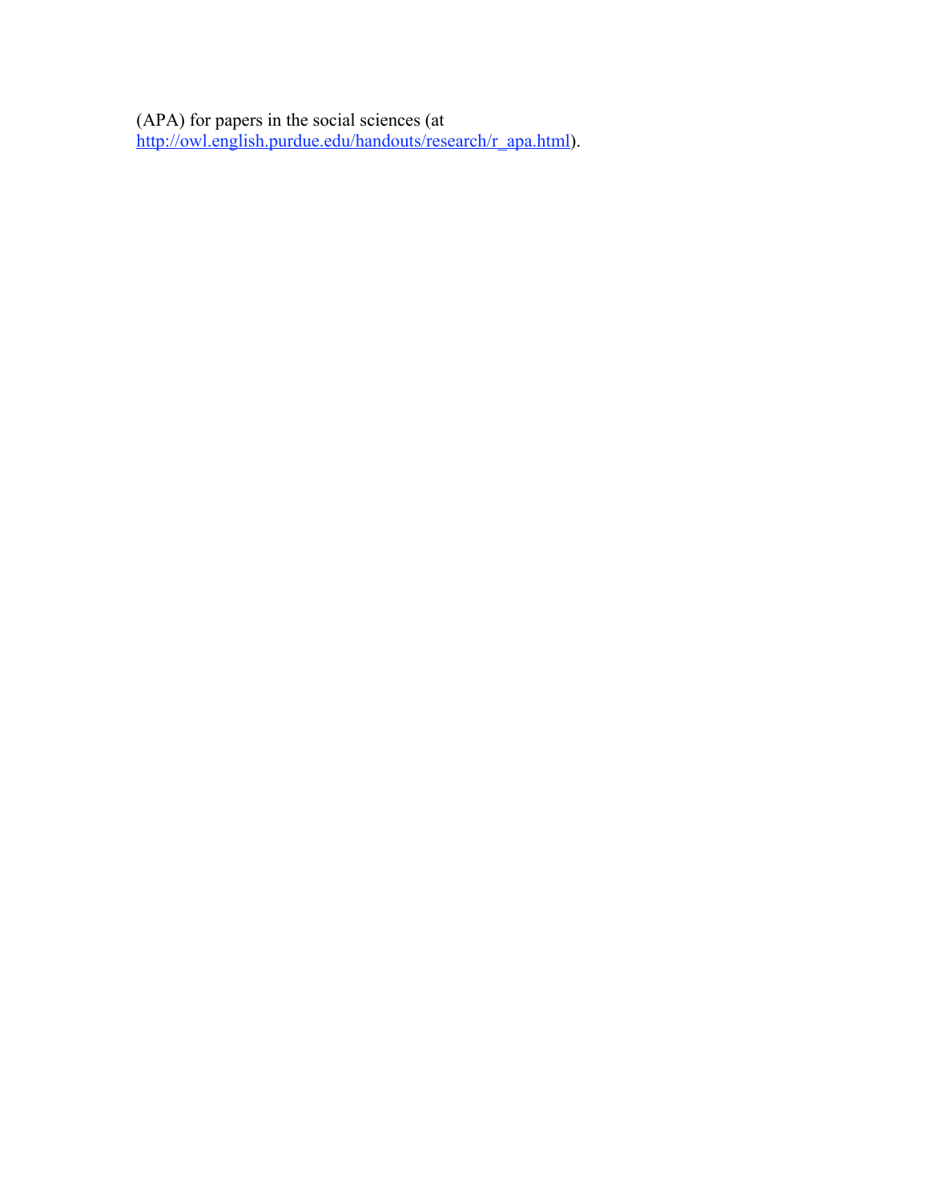(APA) for papers in the social sciences (at [http://owl.english.purdue.edu/handouts/research/r_apa.html](http://owl.english.purdue.edu/handouts/research/r_apa.html)).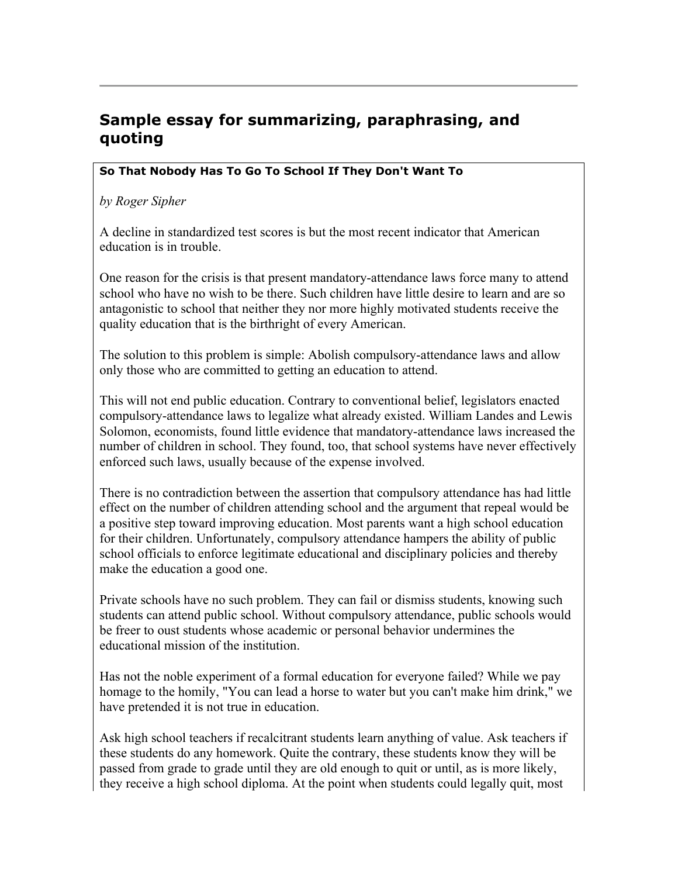## Sample essay for summarizing, paraphrasing, and quoting

**So That Nobody Has To Go To School If They Don't Want To**

*by Roger Sipher*

A decline in standardized test scores is but the most recent indicator that American education is in trouble.

One reason for the crisis is that present mandatory-attendance laws force many to attend school who have no wish to be there. Such children have little desire to learn and are so antagonistic to school that neither they nor more highly motivated students receive the quality education that is the birthright of every American.

The solution to this problem is simple: Abolish compulsory-attendance laws and allow only those who are committed to getting an education to attend.

This will not end public education. Contrary to conventional belief, legislators enacted compulsory-attendance laws to legalize what already existed. William Landes and Lewis Solomon, economists, found little evidence that mandatory-attendance laws increased the number of children in school. They found, too, that school systems have never effectively enforced such laws, usually because of the expense involved.

There is no contradiction between the assertion that compulsory attendance has had little effect on the number of children attending school and the argument that repeal would be a positive step toward improving education. Most parents want a high school education for their children. Unfortunately, compulsory attendance hampers the ability of public school officials to enforce legitimate educational and disciplinary policies and thereby make the education a good one.

Private schools have no such problem. They can fail or dismiss students, knowing such students can attend public school. Without compulsory attendance, public schools would be freer to oust students whose academic or personal behavior undermines the educational mission of the institution.

Has not the noble experiment of a formal education for everyone failed? While we pay homage to the homily, "You can lead a horse to water but you can't make him drink," we have pretended it is not true in education.

Ask high school teachers if recalcitrant students learn anything of value. Ask teachers if these students do any homework. Quite the contrary, these students know they will be passed from grade to grade until they are old enough to quit or until, as is more likely, they receive a high school diploma. At the point when students could legally quit, most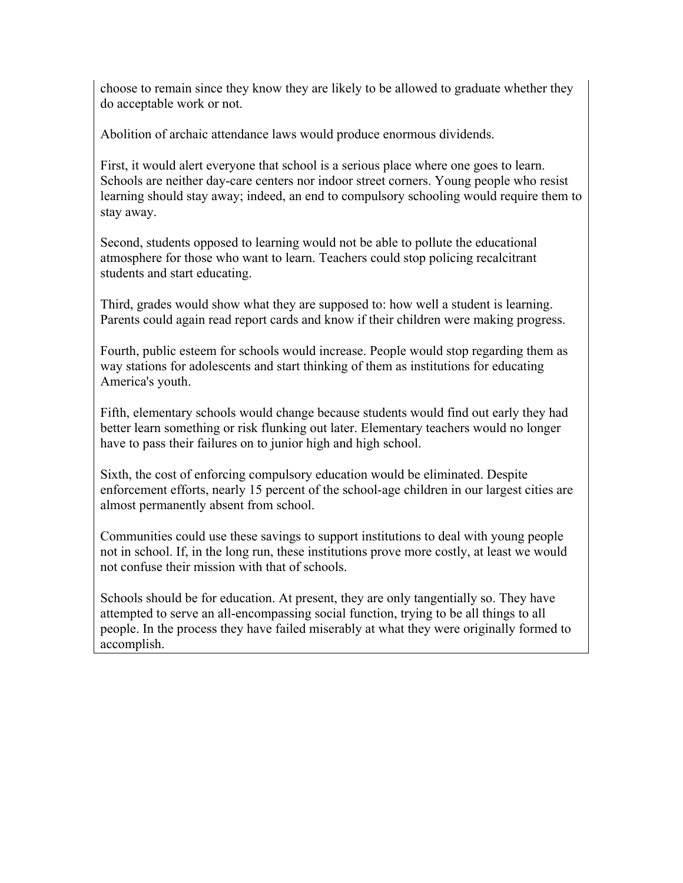choose to remain since they know they are likely to be allowed to graduate whether they do acceptable work or not.

Abolition of archaic attendance laws would produce enormous dividends.

First, it would alert everyone that school is a serious place where one goes to learn. Schools are neither day-care centers nor indoor street corners. Young people who resist learning should stay away; indeed, an end to compulsory schooling would require them to stay away.

Second, students opposed to learning would not be able to pollute the educational atmosphere for those who want to learn. Teachers could stop policing recalcitrant students and start educating.

Third, grades would show what they are supposed to: how well a student is learning. Parents could again read report cards and know if their children were making progress.

Fourth, public esteem for schools would increase. People would stop regarding them as way stations for adolescents and start thinking of them as institutions for educating America's youth.

Fifth, elementary schools would change because students would find out early they had better learn something or risk flunking out later. Elementary teachers would no longer have to pass their failures on to junior high and high school.

Sixth, the cost of enforcing compulsory education would be eliminated. Despite enforcement efforts, nearly 15 percent of the school-age children in our largest cities are almost permanently absent from school.

Communities could use these savings to support institutions to deal with young people not in school. If, in the long run, these institutions prove more costly, at least we would not confuse their mission with that of schools.

Schools should be for education. At present, they are only tangentially so. They have attempted to serve an all-encompassing social function, trying to be all things to all people. In the process they have failed miserably at what they were originally formed to accomplish.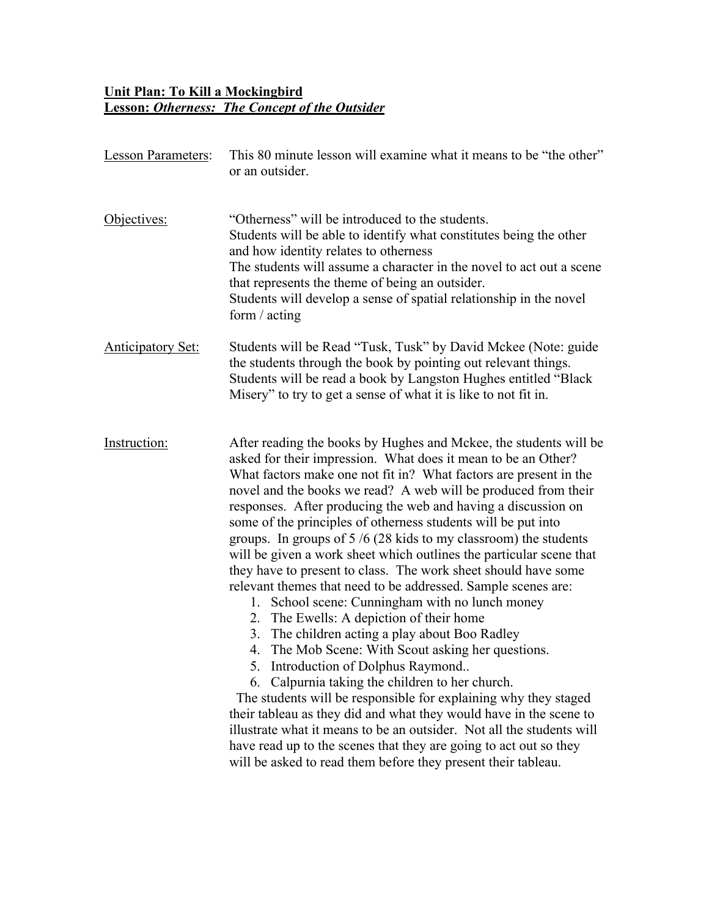**<u>Unit Plan: To Kill a Mockingbird</u>**
**<u>Lesson: *Otherness: The Concept of the Outsider*</u>**

<u>Lesson Parameters</u>: This 80 minute lesson will examine what it means to be "the other" or an outsider.

<u>Objectives:</u> "Otherness" will be introduced to the students.
Students will be able to identify what constitutes being the other and how identity relates to otherness
The students will assume a character in the novel to act out a scene that represents the theme of being an outsider.
Students will develop a sense of spatial relationship in the novel form / acting

<u>Anticipatory Set:</u> Students will be Read "Tusk, Tusk" by David Mckee (Note: guide the students through the book by pointing out relevant things. Students will be read a book by Langston Hughes entitled "Black Misery" to try to get a sense of what it is like to not fit in.

<u>Instruction:</u> After reading the books by Hughes and Mckee, the students will be asked for their impression. What does it mean to be an Other? What factors make one not fit in? What factors are present in the novel and the books we read? A web will be produced from their responses. After producing the web and having a discussion on some of the principles of otherness students will be put into groups. In groups of 5 /6 (28 kids to my classroom) the students will be given a work sheet which outlines the particular scene that they have to present to class. The work sheet should have some relevant themes that need to be addressed. Sample scenes are:

1. School scene: Cunningham with no lunch money
2. The Ewells: A depiction of their home
3. The children acting a play about Boo Radley
4. The Mob Scene: With Scout asking her questions.
5. Introduction of Dolphus Raymond..
6. Calpurnia taking the children to her church.

The students will be responsible for explaining why they staged their tableau as they did and what they would have in the scene to illustrate what it means to be an outsider. Not all the students will have read up to the scenes that they are going to act out so they will be asked to read them before they present their tableau.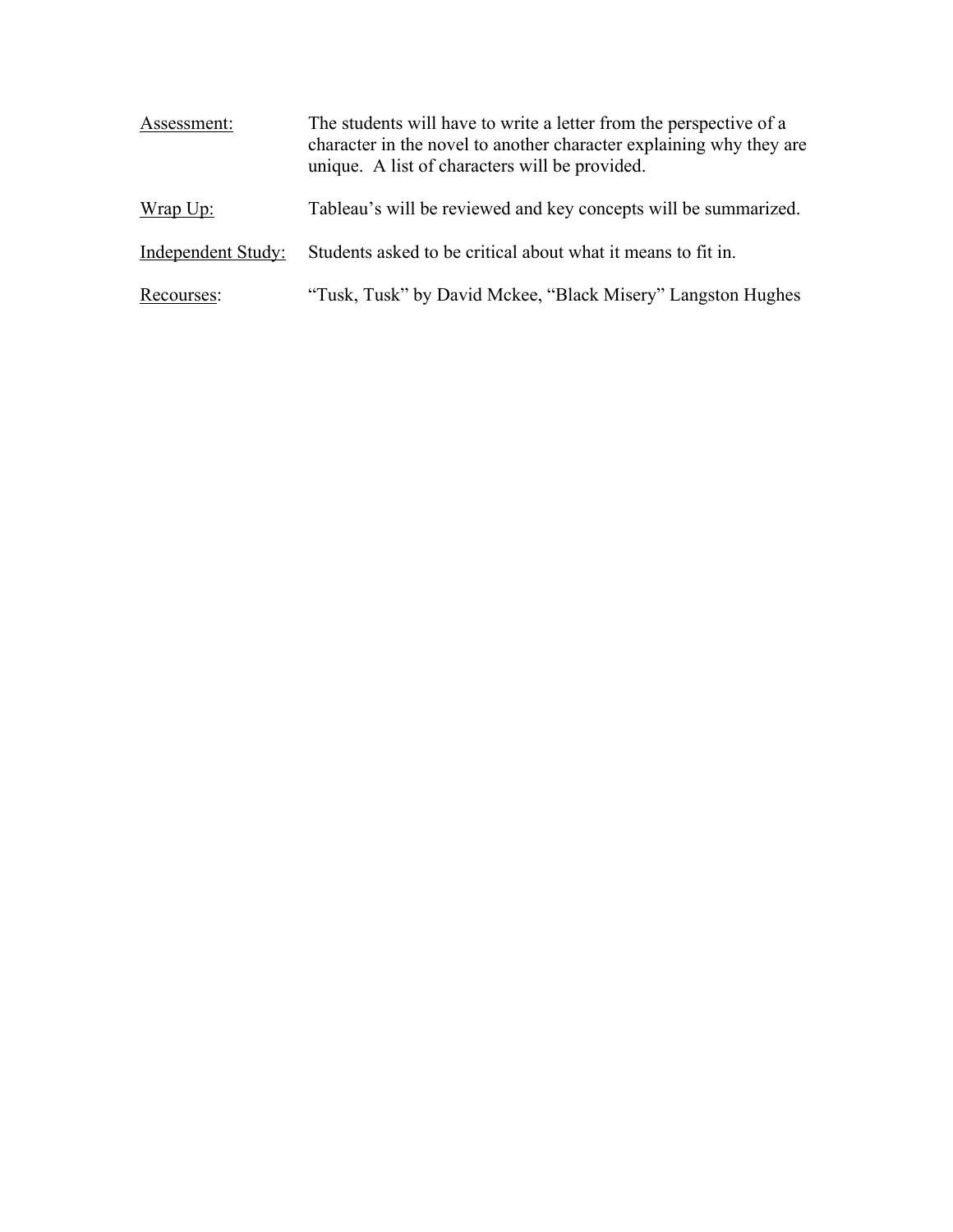Assessment: The students will have to write a letter from the perspective of a character in the novel to another character explaining why they are unique. A list of characters will be provided.

Wrap Up: Tableau's will be reviewed and key concepts will be summarized.

Independent Study: Students asked to be critical about what it means to fit in.

Recourses: "Tusk, Tusk" by David Mckee, "Black Misery" Langston Hughes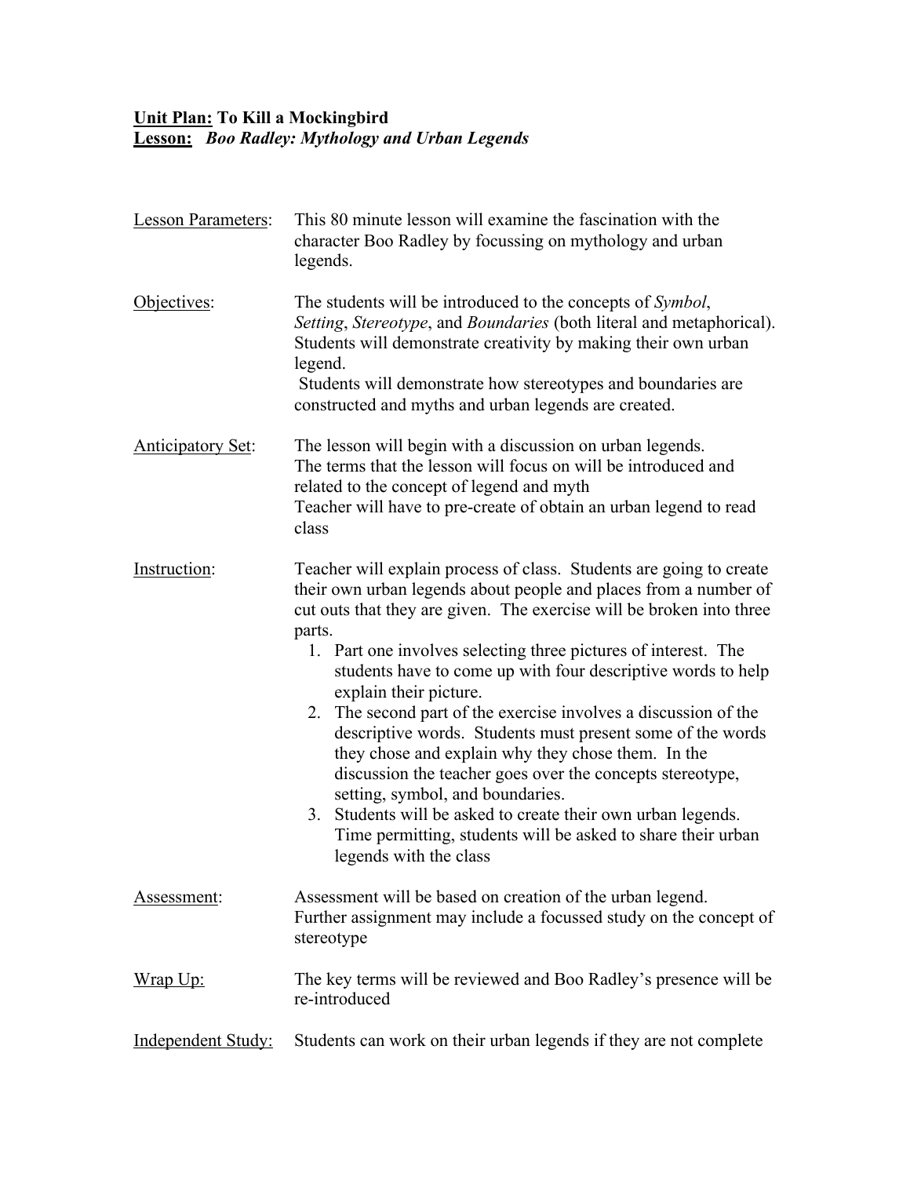**<u>Unit Plan:</u> To Kill a Mockingbird**
**<u>Lesson:</u> *Boo Radley: Mythology and Urban Legends***

<u>Lesson Parameters</u>: This 80 minute lesson will examine the fascination with the character Boo Radley by focussing on mythology and urban legends.

<u>Objectives</u>: The students will be introduced to the concepts of *Symbol*, *Setting*, *Stereotype*, and *Boundaries* (both literal and metaphorical). Students will demonstrate creativity by making their own urban legend.
Students will demonstrate how stereotypes and boundaries are constructed and myths and urban legends are created.

<u>Anticipatory Set</u>: The lesson will begin with a discussion on urban legends.
The terms that the lesson will focus on will be introduced and related to the concept of legend and myth
Teacher will have to pre-create of obtain an urban legend to read class

<u>Instruction</u>: Teacher will explain process of class. Students are going to create their own urban legends about people and places from a number of cut outs that they are given. The exercise will be broken into three parts.

1. Part one involves selecting three pictures of interest. The students have to come up with four descriptive words to help explain their picture.
2. The second part of the exercise involves a discussion of the descriptive words. Students must present some of the words they chose and explain why they chose them. In the discussion the teacher goes over the concepts stereotype, setting, symbol, and boundaries.
3. Students will be asked to create their own urban legends. Time permitting, students will be asked to share their urban legends with the class

<u>Assessment</u>: Assessment will be based on creation of the urban legend.
Further assignment may include a focussed study on the concept of stereotype

<u>Wrap Up:</u> The key terms will be reviewed and Boo Radley's presence will be re-introduced

<u>Independent Study:</u> Students can work on their urban legends if they are not complete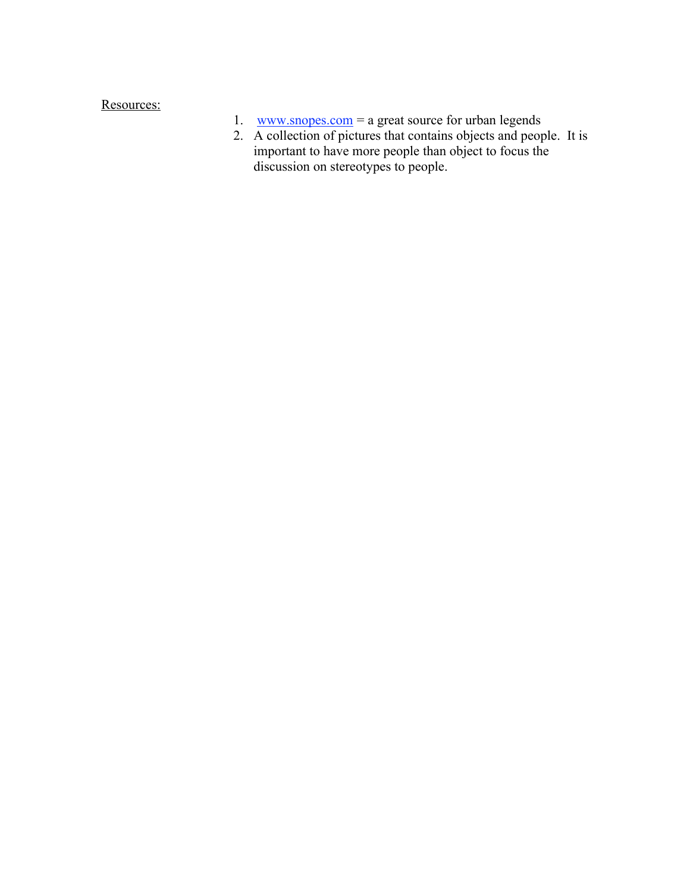<u>Resources:</u>

1. www.snopes.com = a great source for urban legends
2. A collection of pictures that contains objects and people. It is important to have more people than object to focus the discussion on stereotypes to people.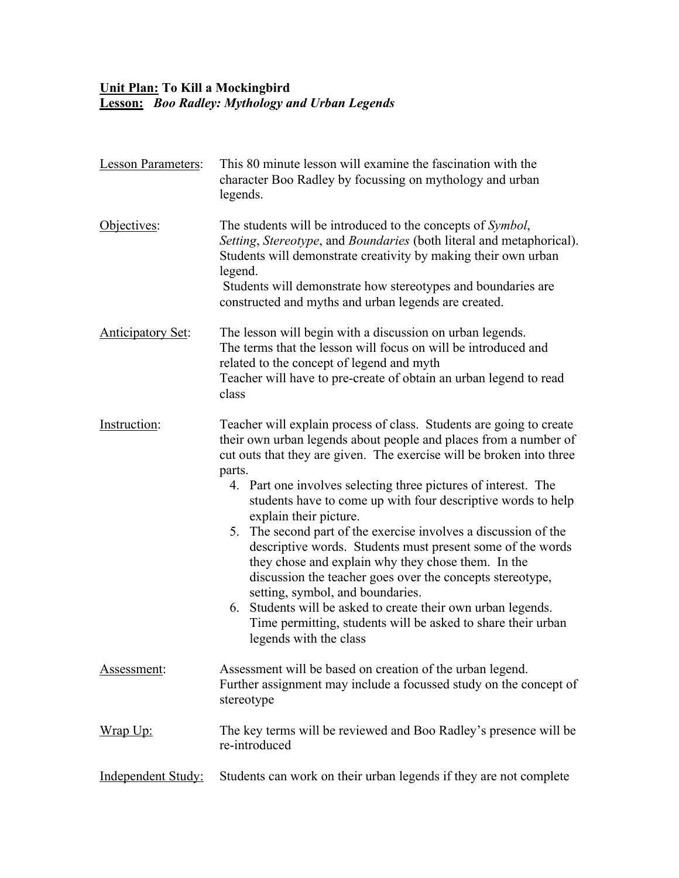**<u>Unit Plan:</u> To Kill a Mockingbird**
**<u>Lesson:</u>** ***Boo Radley: Mythology and Urban Legends***

<u>Lesson Parameters</u>: This 80 minute lesson will examine the fascination with the character Boo Radley by focussing on mythology and urban legends.

<u>Objectives</u>: The students will be introduced to the concepts of *Symbol*, *Setting*, *Stereotype*, and *Boundaries* (both literal and metaphorical). Students will demonstrate creativity by making their own urban legend.
Students will demonstrate how stereotypes and boundaries are constructed and myths and urban legends are created.

<u>Anticipatory Set</u>: The lesson will begin with a discussion on urban legends.
The terms that the lesson will focus on will be introduced and related to the concept of legend and myth
Teacher will have to pre-create of obtain an urban legend to read class

<u>Instruction</u>: Teacher will explain process of class. Students are going to create their own urban legends about people and places from a number of cut outs that they are given. The exercise will be broken into three parts.

4. Part one involves selecting three pictures of interest. The students have to come up with four descriptive words to help explain their picture.
5. The second part of the exercise involves a discussion of the descriptive words. Students must present some of the words they chose and explain why they chose them. In the discussion the teacher goes over the concepts stereotype, setting, symbol, and boundaries.
6. Students will be asked to create their own urban legends. Time permitting, students will be asked to share their urban legends with the class

<u>Assessment</u>: Assessment will be based on creation of the urban legend.
Further assignment may include a focussed study on the concept of stereotype

<u>Wrap Up:</u> The key terms will be reviewed and Boo Radley's presence will be re-introduced

<u>Independent Study:</u> Students can work on their urban legends if they are not complete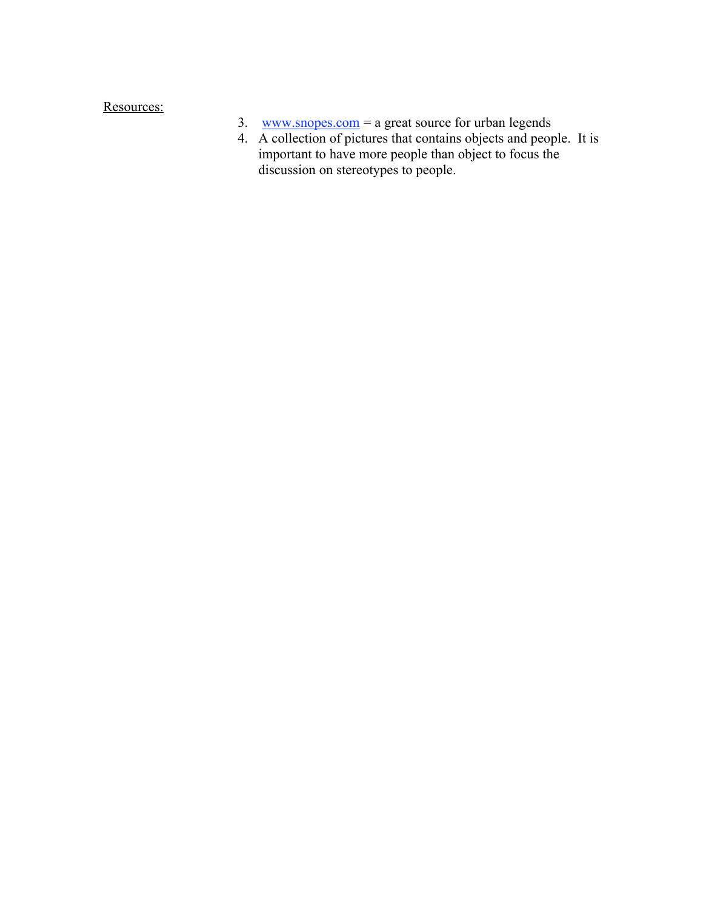<u>Resources:</u>

3. [www.snopes.com](http://www.snopes.com) = a great source for urban legends
4. A collection of pictures that contains objects and people. It is important to have more people than object to focus the discussion on stereotypes to people.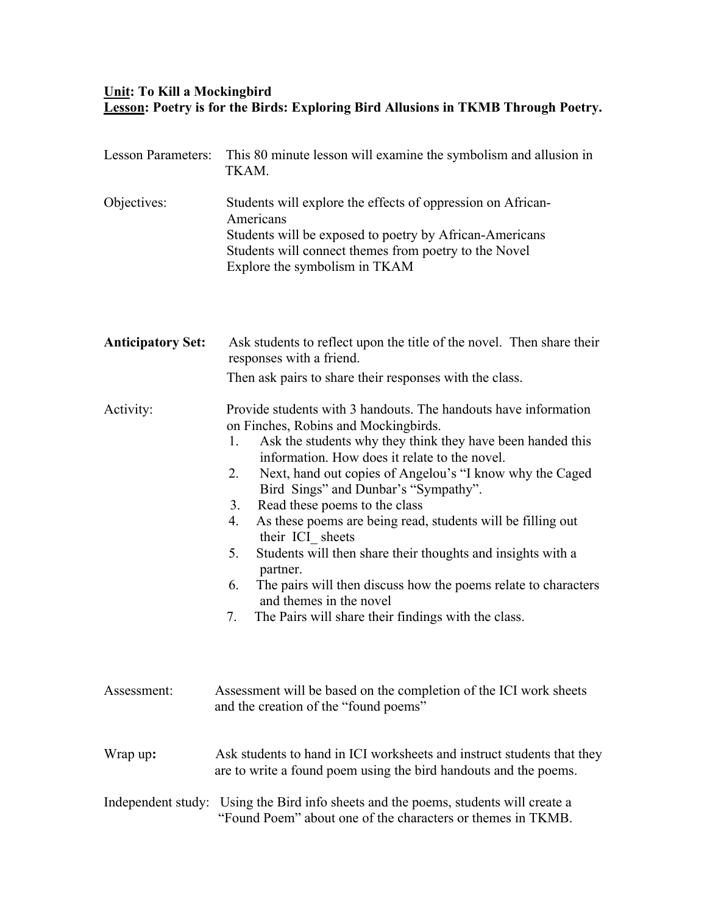**Unit: To Kill a Mockingbird**
**Lesson: Poetry is for the Birds: Exploring Bird Allusions in TKMB Through Poetry.**

Lesson Parameters: This 80 minute lesson will examine the symbolism and allusion in TKAM.

Objectives: Students will explore the effects of oppression on African-Americans
Students will be exposed to poetry by African-Americans
Students will connect themes from poetry to the Novel
Explore the symbolism in TKAM

**Anticipatory Set:** Ask students to reflect upon the title of the novel. Then share their responses with a friend.
Then ask pairs to share their responses with the class.

Activity: Provide students with 3 handouts. The handouts have information on Finches, Robins and Mockingbirds.

1. Ask the students why they think they have been handed this information. How does it relate to the novel.
2. Next, hand out copies of Angelou's "I know why the Caged Bird Sings" and Dunbar's "Sympathy".
3. Read these poems to the class
4. As these poems are being read, students will be filling out their ICI_ sheets
5. Students will then share their thoughts and insights with a partner.
6. The pairs will then discuss how the poems relate to characters and themes in the novel
7. The Pairs will share their findings with the class.

Assessment: Assessment will be based on the completion of the ICI work sheets and the creation of the "found poems"

Wrap up**:** Ask students to hand in ICI worksheets and instruct students that they are to write a found poem using the bird handouts and the poems.

Independent study: Using the Bird info sheets and the poems, students will create a "Found Poem" about one of the characters or themes in TKMB.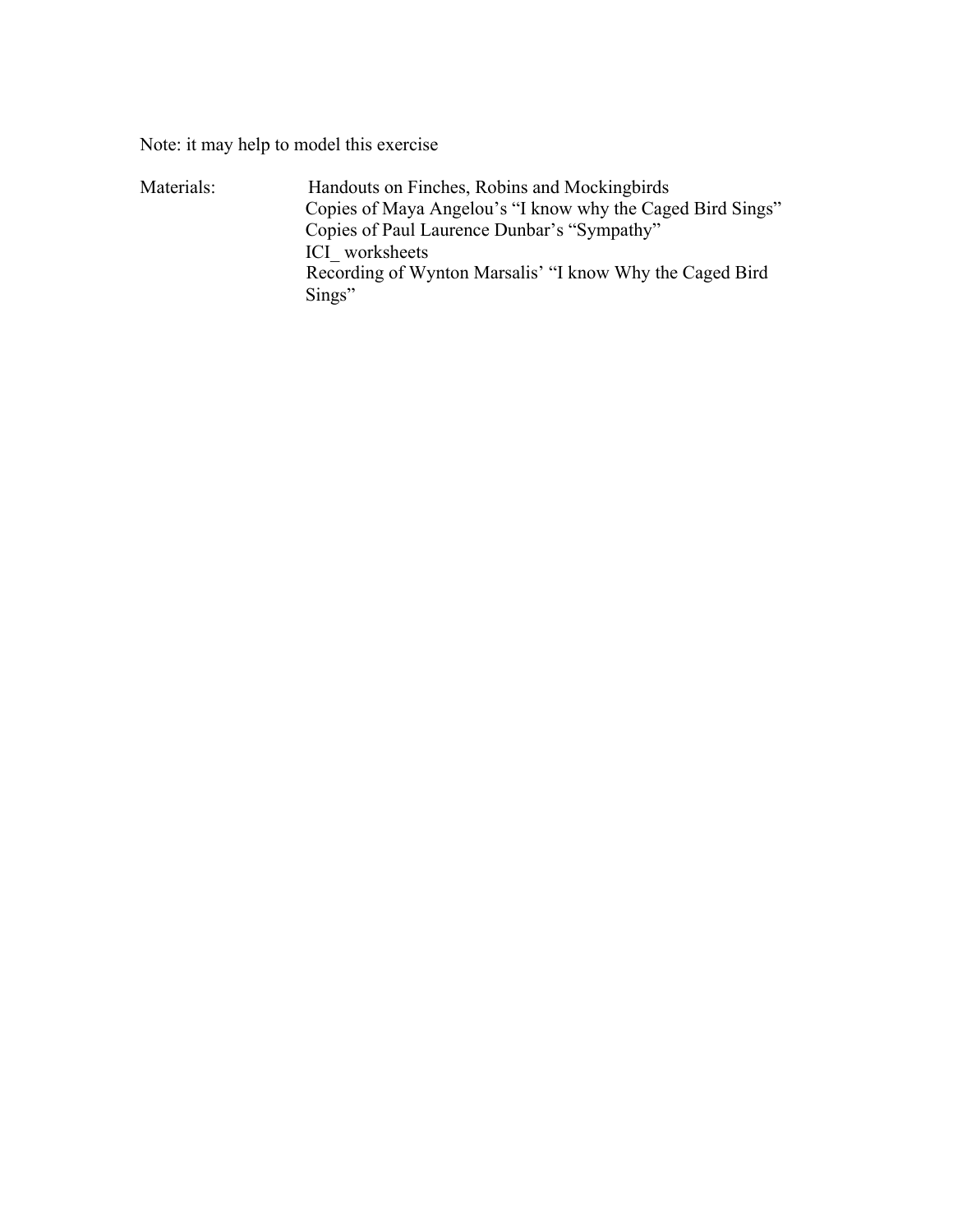Note: it may help to model this exercise

Materials:

- Handouts on Finches, Robins and Mockingbirds
- Copies of Maya Angelou's "I know why the Caged Bird Sings"
- Copies of Paul Laurence Dunbar's "Sympathy"
- ICI_ worksheets
- Recording of Wynton Marsalis' "I know Why the Caged Bird Sings"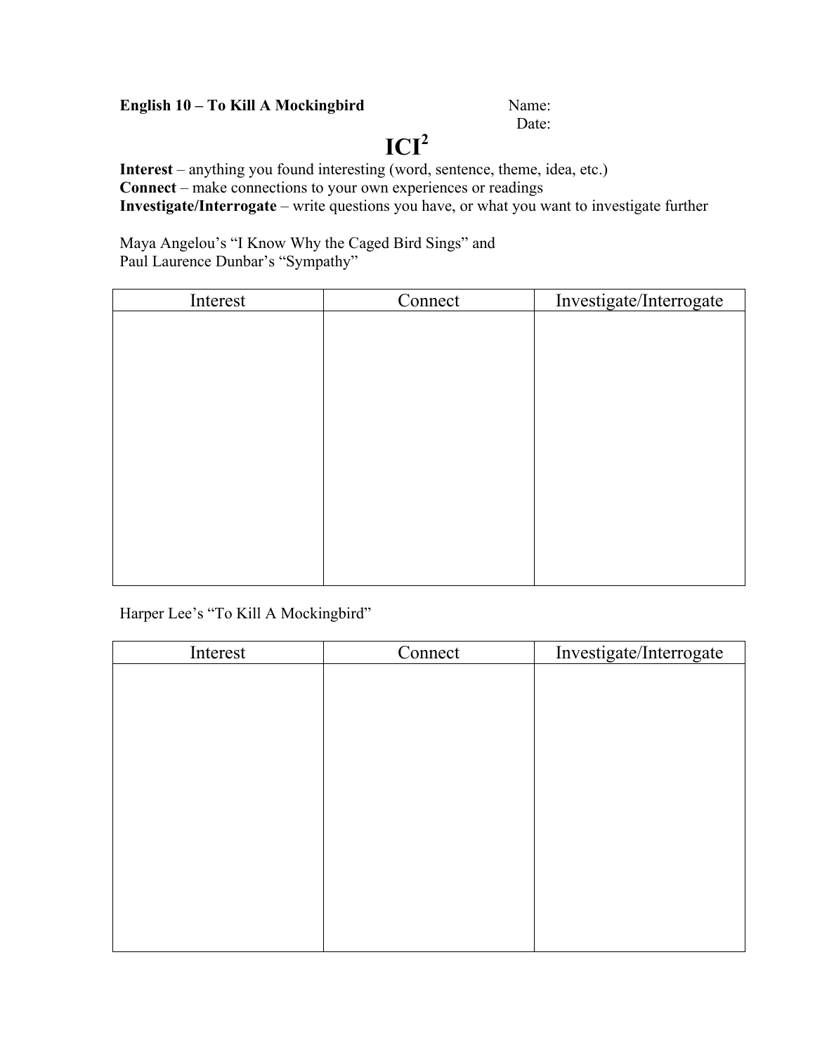**English 10 – To Kill A Mockingbird**

Name:

Date:

# ICI$^2$

**Interest** – anything you found interesting (word, sentence, theme, idea, etc.)
**Connect** – make connections to your own experiences or readings
**Investigate/Interrogate** – write questions you have, or what you want to investigate further

Maya Angelou's "I Know Why the Caged Bird Sings" and
Paul Laurence Dunbar's "Sympathy"

| Interest | Connect | Investigate/Interrogate |
| --- | --- | --- |
| | | |

Harper Lee's "To Kill A Mockingbird"

| Interest | Connect | Investigate/Interrogate |
| --- | --- | --- |
| | | |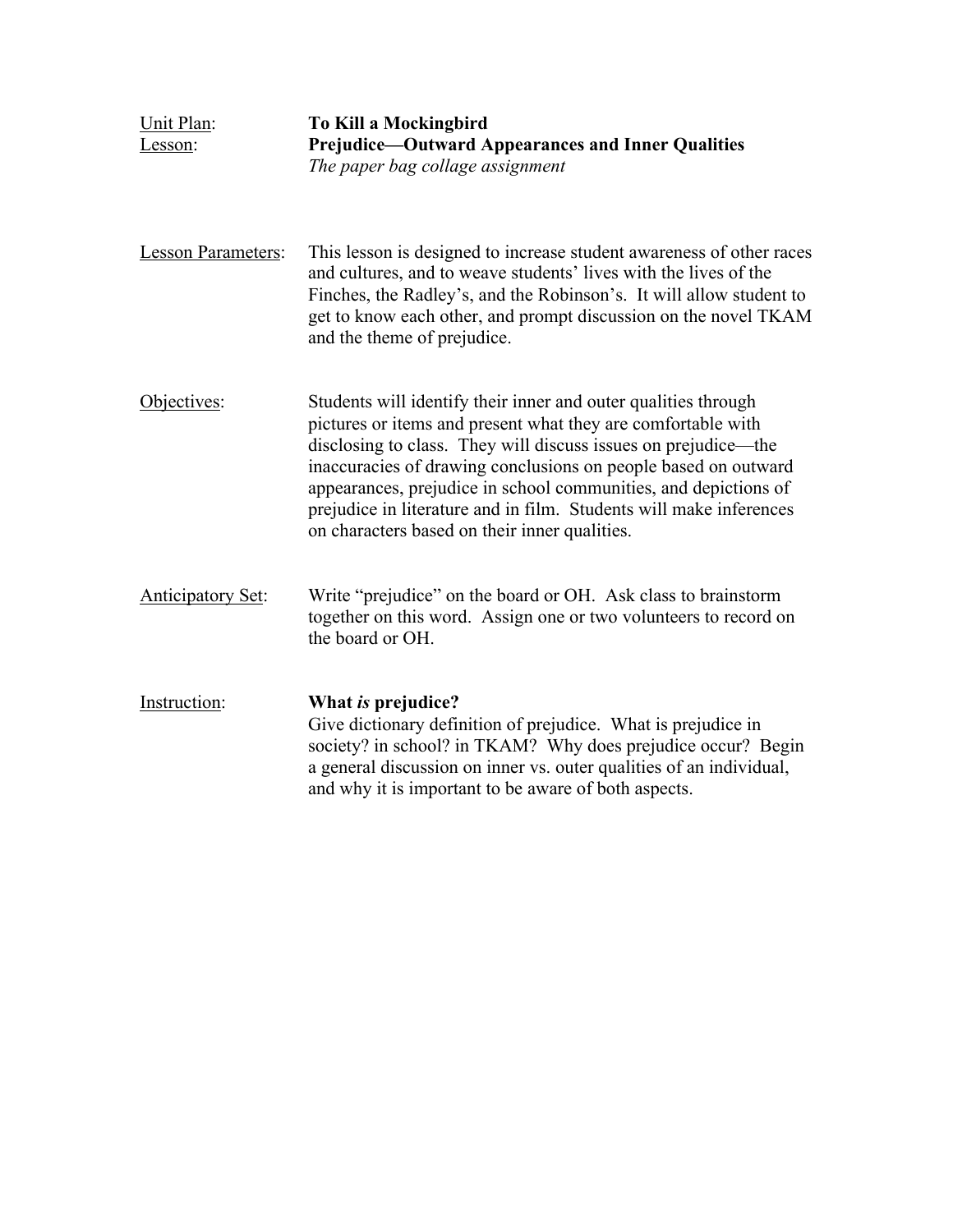Unit Plan: **To Kill a Mockingbird**
Lesson: **Prejudice—Outward Appearances and Inner Qualities**
*The paper bag collage assignment*

Lesson Parameters: This lesson is designed to increase student awareness of other races and cultures, and to weave students' lives with the lives of the Finches, the Radley's, and the Robinson's. It will allow student to get to know each other, and prompt discussion on the novel TKAM and the theme of prejudice.

Objectives: Students will identify their inner and outer qualities through pictures or items and present what they are comfortable with disclosing to class. They will discuss issues on prejudice—the inaccuracies of drawing conclusions on people based on outward appearances, prejudice in school communities, and depictions of prejudice in literature and in film. Students will make inferences on characters based on their inner qualities.

Anticipatory Set: Write "prejudice" on the board or OH. Ask class to brainstorm together on this word. Assign one or two volunteers to record on the board or OH.

Instruction: **What *is* prejudice?**
Give dictionary definition of prejudice. What is prejudice in society? in school? in TKAM? Why does prejudice occur? Begin a general discussion on inner vs. outer qualities of an individual, and why it is important to be aware of both aspects.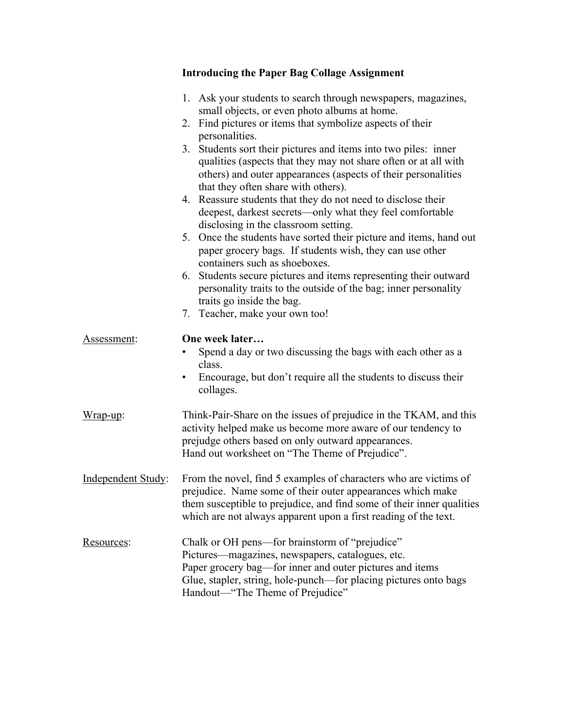**Introducing the Paper Bag Collage Assignment**

1. Ask your students to search through newspapers, magazines, small objects, or even photo albums at home.
2. Find pictures or items that symbolize aspects of their personalities.
3. Students sort their pictures and items into two piles: inner qualities (aspects that they may not share often or at all with others) and outer appearances (aspects of their personalities that they often share with others).
4. Reassure students that they do not need to disclose their deepest, darkest secrets—only what they feel comfortable disclosing in the classroom setting.
5. Once the students have sorted their picture and items, hand out paper grocery bags. If students wish, they can use other containers such as shoeboxes.
6. Students secure pictures and items representing their outward personality traits to the outside of the bag; inner personality traits go inside the bag.
7. Teacher, make your own too!

<u>Assessment</u>: **One week later…**

- Spend a day or two discussing the bags with each other as a class.
- Encourage, but don't require all the students to discuss their collages.

<u>Wrap-up</u>: Think-Pair-Share on the issues of prejudice in the TKAM, and this activity helped make us become more aware of our tendency to prejudge others based on only outward appearances.
Hand out worksheet on "The Theme of Prejudice".

<u>Independent Study</u>: From the novel, find 5 examples of characters who are victims of prejudice. Name some of their outer appearances which make them susceptible to prejudice, and find some of their inner qualities which are not always apparent upon a first reading of the text.

<u>Resources</u>: Chalk or OH pens—for brainstorm of "prejudice"
Pictures—magazines, newspapers, catalogues, etc.
Paper grocery bag—for inner and outer pictures and items
Glue, stapler, string, hole-punch—for placing pictures onto bags
Handout—"The Theme of Prejudice"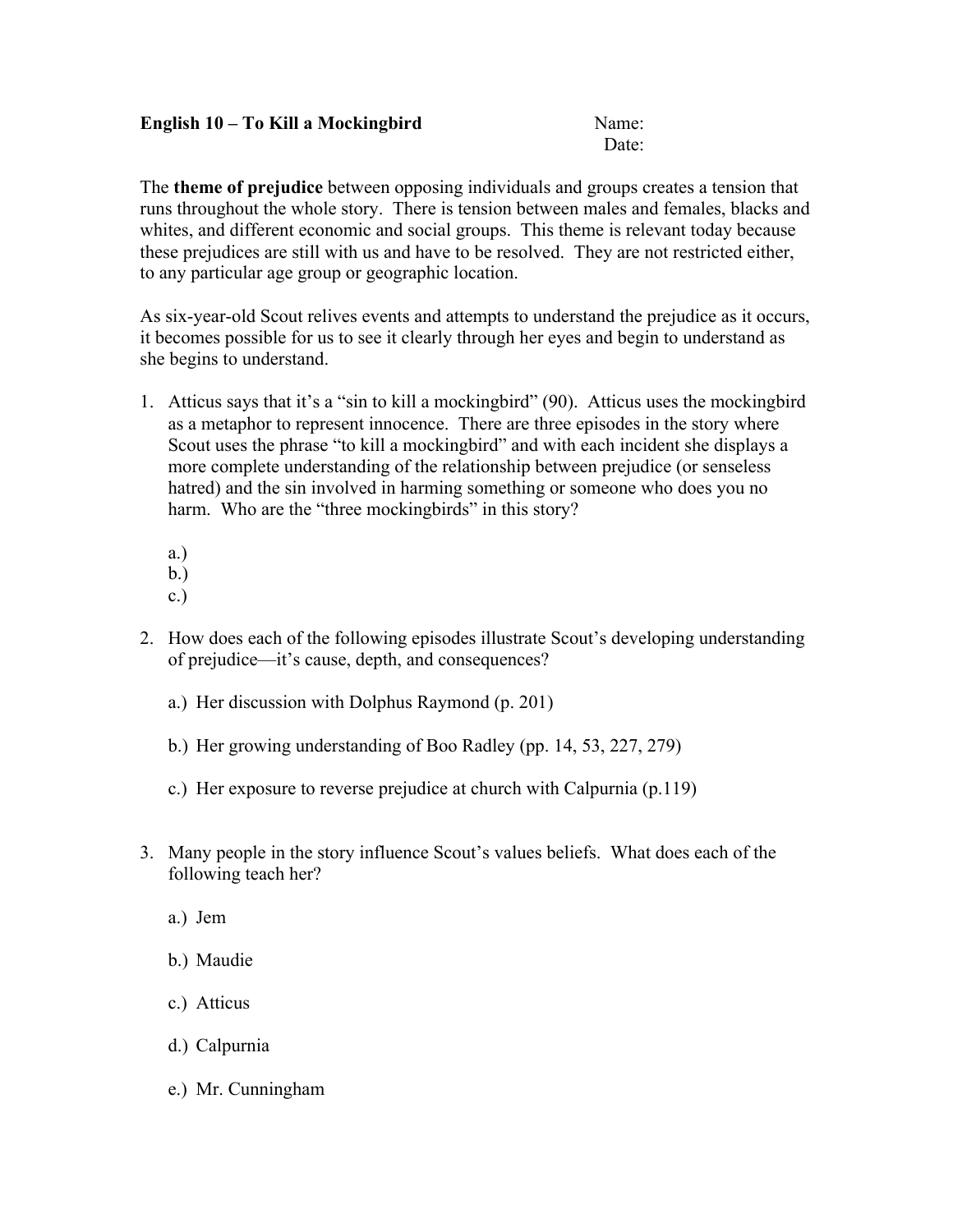**English 10 – To Kill a Mockingbird** Name:

Date:

The **theme of prejudice** between opposing individuals and groups creates a tension that runs throughout the whole story. There is tension between males and females, blacks and whites, and different economic and social groups. This theme is relevant today because these prejudices are still with us and have to be resolved. They are not restricted either, to any particular age group or geographic location.

As six-year-old Scout relives events and attempts to understand the prejudice as it occurs, it becomes possible for us to see it clearly through her eyes and begin to understand as she begins to understand.

1. Atticus says that it's a "sin to kill a mockingbird" (90). Atticus uses the mockingbird as a metaphor to represent innocence. There are three episodes in the story where Scout uses the phrase "to kill a mockingbird" and with each incident she displays a more complete understanding of the relationship between prejudice (or senseless hatred) and the sin involved in harming something or someone who does you no harm. Who are the "three mockingbirds" in this story?

   a.)
   b.)
   c.)

2. How does each of the following episodes illustrate Scout's developing understanding of prejudice—it's cause, depth, and consequences?

   a.) Her discussion with Dolphus Raymond (p. 201)

   b.) Her growing understanding of Boo Radley (pp. 14, 53, 227, 279)

   c.) Her exposure to reverse prejudice at church with Calpurnia (p.119)

3. Many people in the story influence Scout's values beliefs. What does each of the following teach her?

   a.) Jem

   b.) Maudie

   c.) Atticus

   d.) Calpurnia

   e.) Mr. Cunningham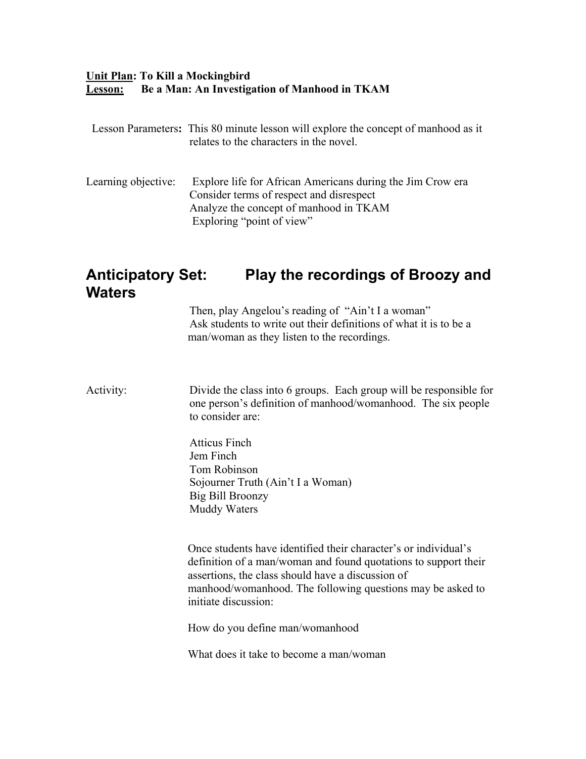**<u>Unit Plan</u>: To Kill a Mockingbird**
**<u>Lesson:</u> Be a Man: An Investigation of Manhood in TKAM**

Lesson Parameters**:** This 80 minute lesson will explore the concept of manhood as it relates to the characters in the novel.

Learning objective: Explore life for African Americans during the Jim Crow era
Consider terms of respect and disrespect
Analyze the concept of manhood in TKAM
Exploring "point of view"

## Anticipatory Set: Play the recordings of Broozy and Waters

Then, play Angelou's reading of "Ain't I a woman"
Ask students to write out their definitions of what it is to be a man/woman as they listen to the recordings.

Activity: Divide the class into 6 groups. Each group will be responsible for one person's definition of manhood/womanhood. The six people to consider are:

Atticus Finch
Jem Finch
Tom Robinson
Sojourner Truth (Ain't I a Woman)
Big Bill Broonzy
Muddy Waters

Once students have identified their character's or individual's definition of a man/woman and found quotations to support their assertions, the class should have a discussion of manhood/womanhood. The following questions may be asked to initiate discussion:

How do you define man/womanhood

What does it take to become a man/woman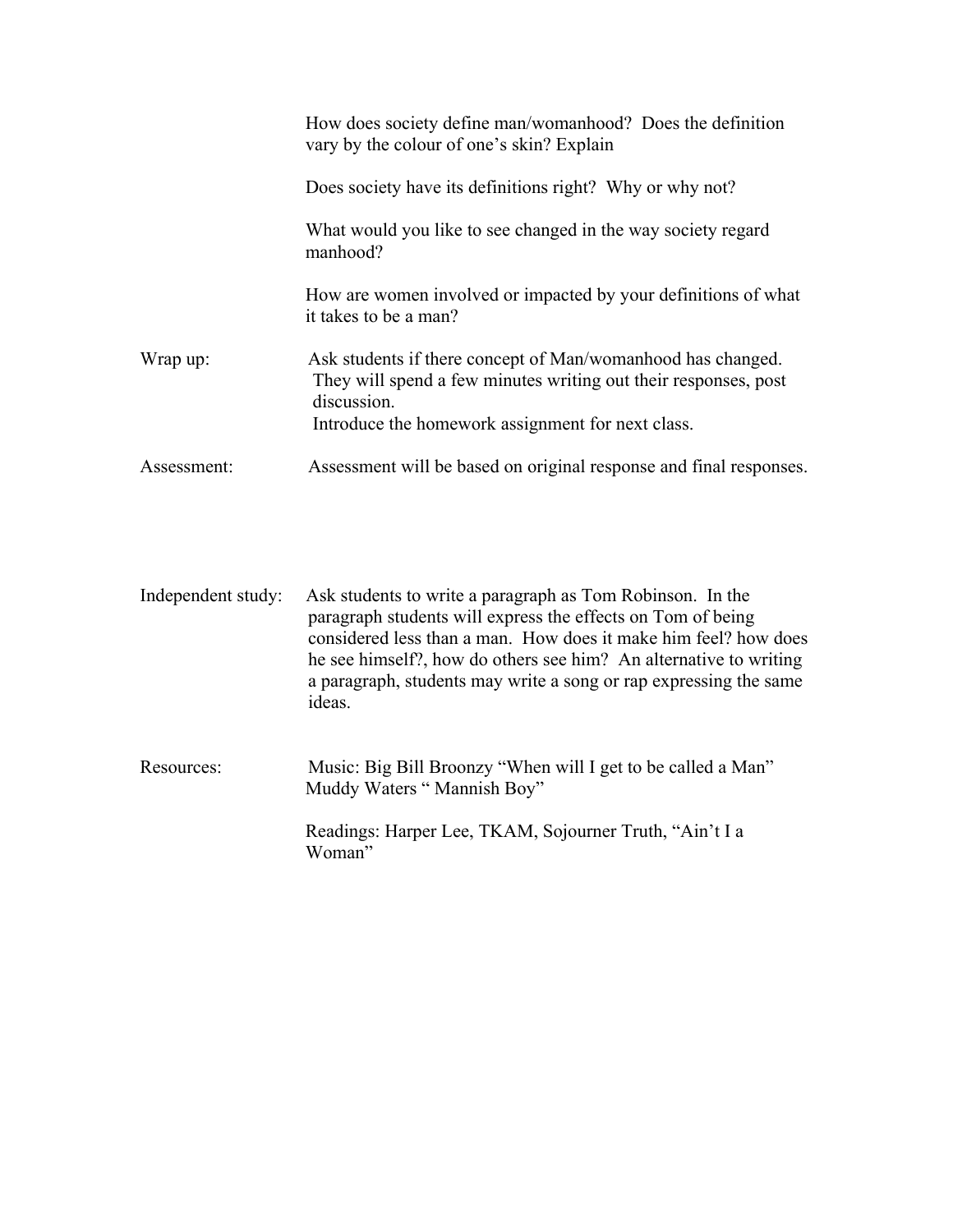How does society define man/womanhood? Does the definition vary by the colour of one's skin? Explain

Does society have its definitions right? Why or why not?

What would you like to see changed in the way society regard manhood?

How are women involved or impacted by your definitions of what it takes to be a man?

**Wrap up:** Ask students if there concept of Man/womanhood has changed. They will spend a few minutes writing out their responses, post discussion.
Introduce the homework assignment for next class.

**Assessment:** Assessment will be based on original response and final responses.

**Independent study:** Ask students to write a paragraph as Tom Robinson. In the paragraph students will express the effects on Tom of being considered less than a man. How does it make him feel? how does he see himself?, how do others see him? An alternative to writing a paragraph, students may write a song or rap expressing the same ideas.

**Resources:** Music: Big Bill Broonzy "When will I get to be called a Man"
Muddy Waters " Mannish Boy"

Readings: Harper Lee, TKAM, Sojourner Truth, "Ain't I a Woman"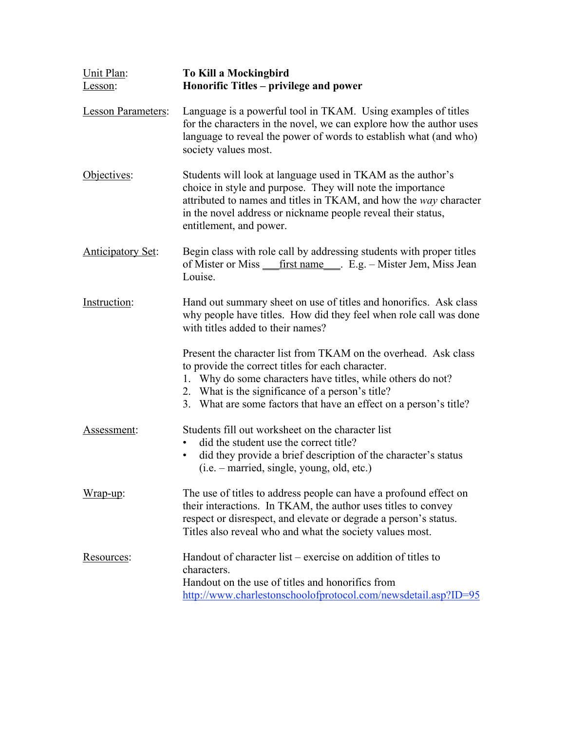Unit Plan: **To Kill a Mockingbird**
Lesson: **Honorific Titles – privilege and power**

Lesson Parameters: Language is a powerful tool in TKAM. Using examples of titles for the characters in the novel, we can explore how the author uses language to reveal the power of words to establish what (and who) society values most.

Objectives: Students will look at language used in TKAM as the author's choice in style and purpose. They will note the importance attributed to names and titles in TKAM, and how the *way* character in the novel address or nickname people reveal their status, entitlement, and power.

Anticipatory Set: Begin class with role call by addressing students with proper titles of Mister or Miss ___first name___. E.g. – Mister Jem, Miss Jean Louise.

Instruction: Hand out summary sheet on use of titles and honorifics. Ask class why people have titles. How did they feel when role call was done with titles added to their names?

Present the character list from TKAM on the overhead. Ask class to provide the correct titles for each character.

1. Why do some characters have titles, while others do not?
2. What is the significance of a person's title?
3. What are some factors that have an effect on a person's title?

Assessment: Students fill out worksheet on the character list

- did the student use the correct title?
- did they provide a brief description of the character's status (i.e. – married, single, young, old, etc.)

Wrap-up: The use of titles to address people can have a profound effect on their interactions. In TKAM, the author uses titles to convey respect or disrespect, and elevate or degrade a person's status. Titles also reveal who and what the society values most.

Resources: Handout of character list – exercise on addition of titles to characters.
Handout on the use of titles and honorifics from http://www.charlestonschoolofprotocol.com/newsdetail.asp?ID=95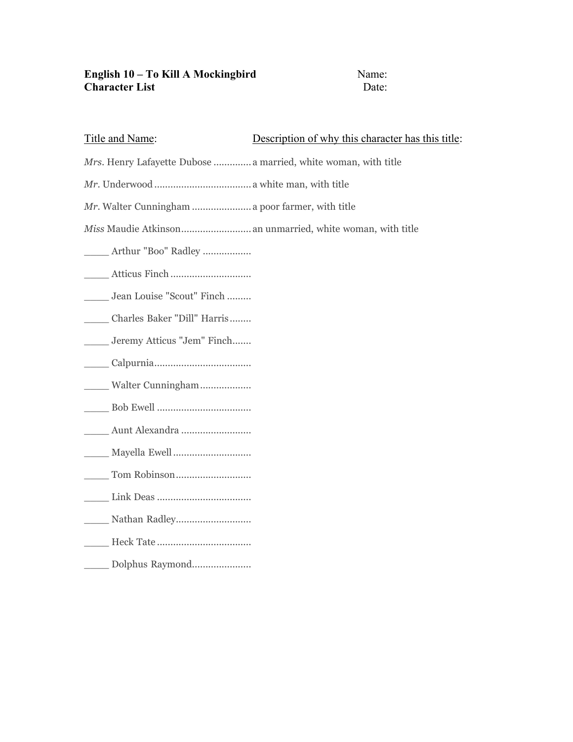**English 10 – To Kill A Mockingbird** Name:
**Character List** Date:

Title and Name: Description of why this character has this title:

*Mrs*. Henry Lafayette Dubose ............. a married, white woman, with title

*Mr*. Underwood .................................... a white man, with title

*Mr*. Walter Cunningham ...................... a poor farmer, with title

*Miss* Maudie Atkinson.......................... an unmarried, white woman, with title

_____ Arthur "Boo" Radley ..................

_____ Atticus Finch ..............................

_____ Jean Louise "Scout" Finch .........

_____ Charles Baker "Dill" Harris........

_____ Jeremy Atticus "Jem" Finch.......

_____ Calpurnia....................................

_____ Walter Cunningham ...................

_____ Bob Ewell ...................................

_____ Aunt Alexandra ..........................

_____ Mayella Ewell .............................

_____ Tom Robinson............................

_____ Link Deas ...................................

_____ Nathan Radley............................

_____ Heck Tate ...................................

_____ Dolphus Raymond......................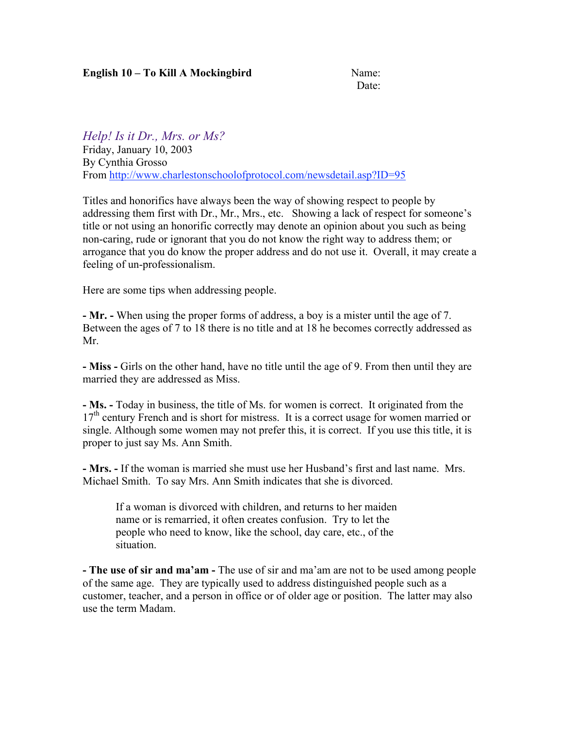**English 10 – To Kill A Mockingbird** Name:
Date:

## *Help! Is it Dr., Mrs. or Ms?*

Friday, January 10, 2003
By Cynthia Grosso
From http://www.charlestonschoolofprotocol.com/newsdetail.asp?ID=95

Titles and honorifics have always been the way of showing respect to people by addressing them first with Dr., Mr., Mrs., etc. Showing a lack of respect for someone's title or not using an honorific correctly may denote an opinion about you such as being non-caring, rude or ignorant that you do not know the right way to address them; or arrogance that you do know the proper address and do not use it. Overall, it may create a feeling of un-professionalism.

Here are some tips when addressing people.

**- Mr. -** When using the proper forms of address, a boy is a mister until the age of 7. Between the ages of 7 to 18 there is no title and at 18 he becomes correctly addressed as Mr.

**- Miss -** Girls on the other hand, have no title until the age of 9. From then until they are married they are addressed as Miss.

**- Ms. -** Today in business, the title of Ms. for women is correct. It originated from the 17th century French and is short for mistress. It is a correct usage for women married or single. Although some women may not prefer this, it is correct. If you use this title, it is proper to just say Ms. Ann Smith.

**- Mrs. -** If the woman is married she must use her Husband's first and last name. Mrs. Michael Smith. To say Mrs. Ann Smith indicates that she is divorced.

> If a woman is divorced with children, and returns to her maiden name or is remarried, it often creates confusion. Try to let the people who need to know, like the school, day care, etc., of the situation.

**- The use of sir and ma'am -** The use of sir and ma'am are not to be used among people of the same age. They are typically used to address distinguished people such as a customer, teacher, and a person in office or of older age or position. The latter may also use the term Madam.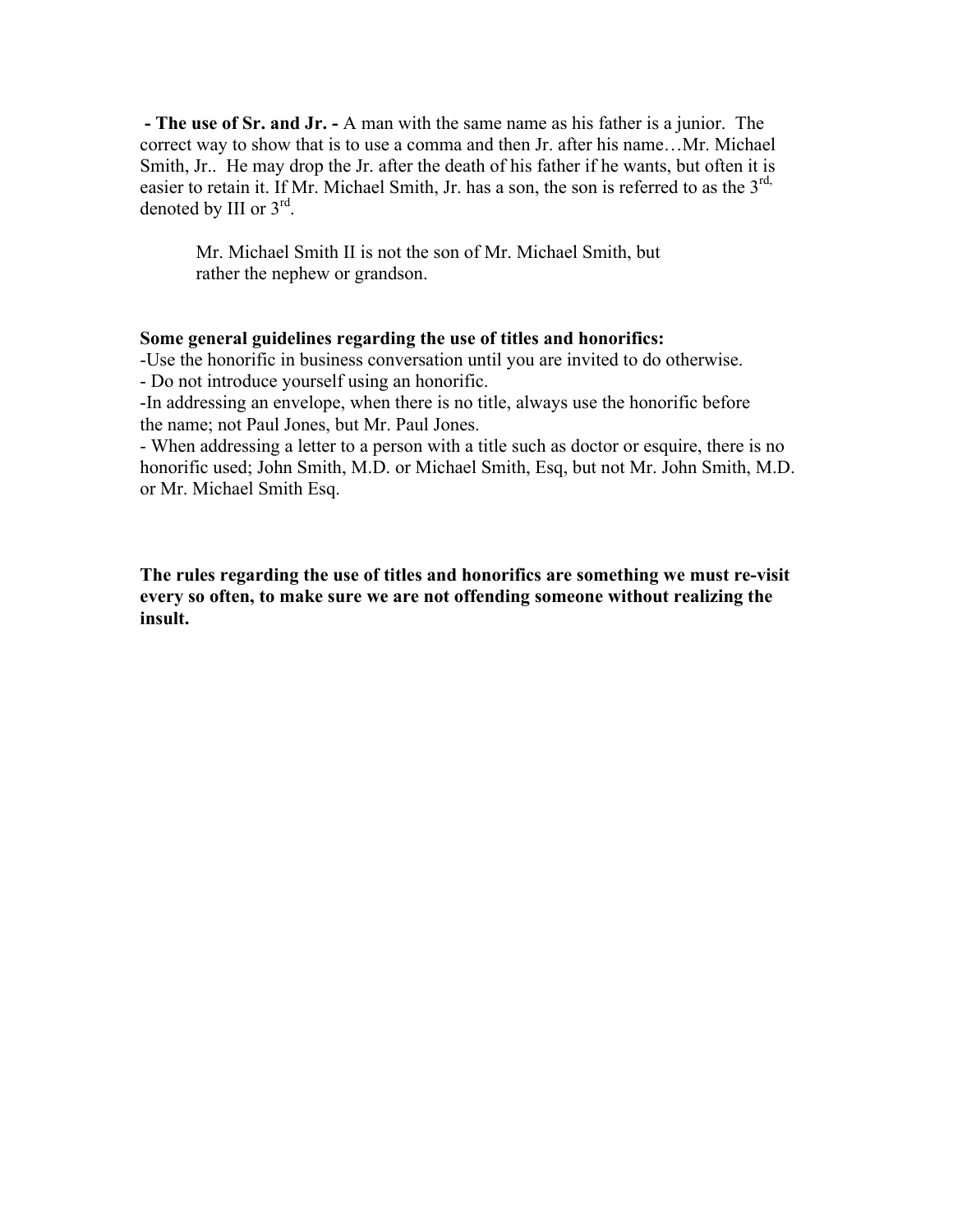**- The use of Sr. and Jr. -** A man with the same name as his father is a junior. The correct way to show that is to use a comma and then Jr. after his name…Mr. Michael Smith, Jr.. He may drop the Jr. after the death of his father if he wants, but often it is easier to retain it. If Mr. Michael Smith, Jr. has a son, the son is referred to as the 3rd, denoted by III or 3rd.

> Mr. Michael Smith II is not the son of Mr. Michael Smith, but rather the nephew or grandson.

**Some general guidelines regarding the use of titles and honorifics:**

-Use the honorific in business conversation until you are invited to do otherwise.

- Do not introduce yourself using an honorific.

-In addressing an envelope, when there is no title, always use the honorific before the name; not Paul Jones, but Mr. Paul Jones.

- When addressing a letter to a person with a title such as doctor or esquire, there is no honorific used; John Smith, M.D. or Michael Smith, Esq, but not Mr. John Smith, M.D. or Mr. Michael Smith Esq.

**The rules regarding the use of titles and honorifics are something we must re-visit every so often, to make sure we are not offending someone without realizing the insult.**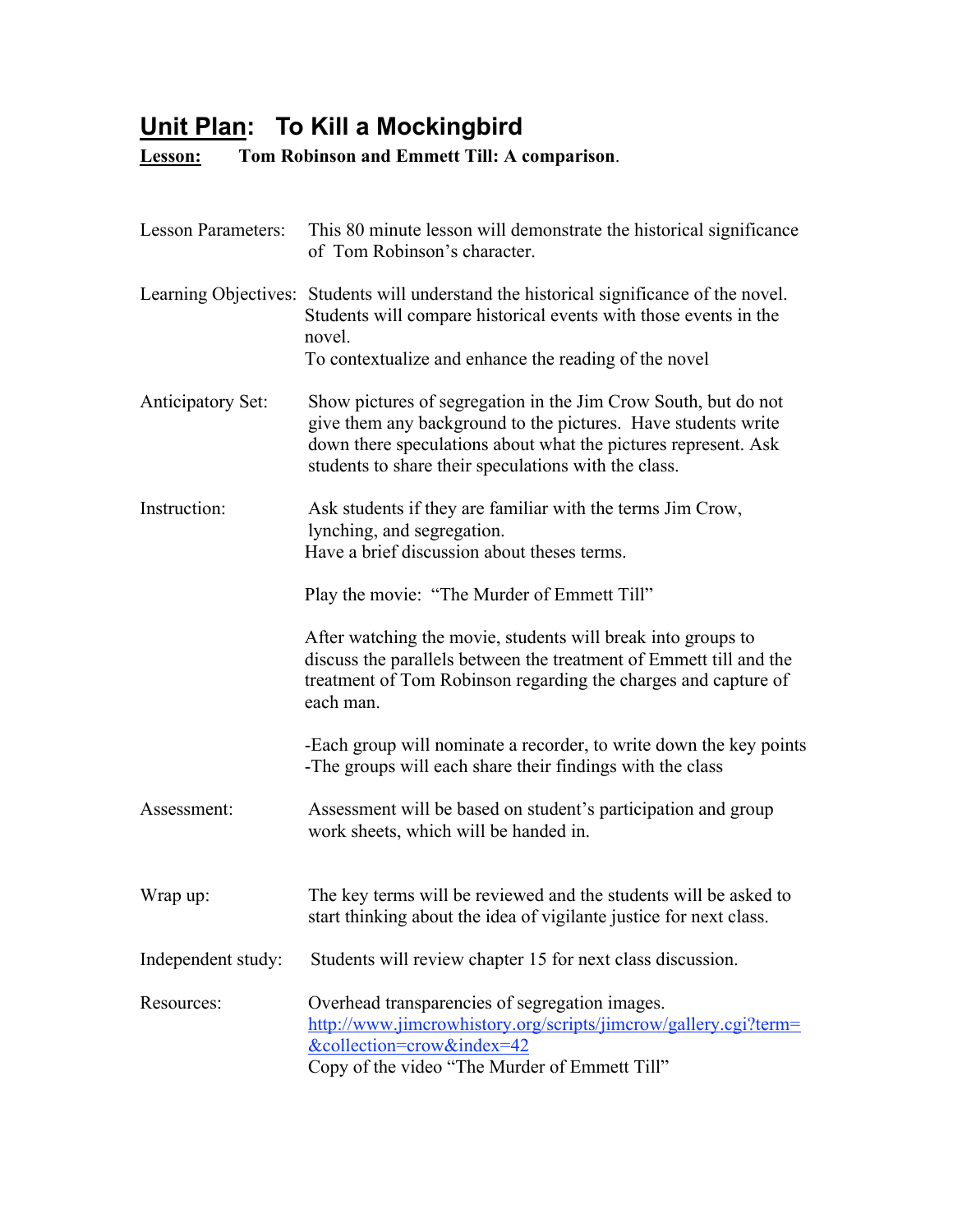# Unit Plan: To Kill a Mockingbird

**Lesson:** **Tom Robinson and Emmett Till: A comparison**.

Lesson Parameters: This 80 minute lesson will demonstrate the historical significance of Tom Robinson's character.

Learning Objectives: Students will understand the historical significance of the novel. Students will compare historical events with those events in the novel.
To contextualize and enhance the reading of the novel

Anticipatory Set: Show pictures of segregation in the Jim Crow South, but do not give them any background to the pictures. Have students write down there speculations about what the pictures represent. Ask students to share their speculations with the class.

Instruction: Ask students if they are familiar with the terms Jim Crow, lynching, and segregation.
Have a brief discussion about theses terms.

Play the movie: "The Murder of Emmett Till"

After watching the movie, students will break into groups to discuss the parallels between the treatment of Emmett till and the treatment of Tom Robinson regarding the charges and capture of each man.

-Each group will nominate a recorder, to write down the key points
-The groups will each share their findings with the class

Assessment: Assessment will be based on student's participation and group work sheets, which will be handed in.

Wrap up: The key terms will be reviewed and the students will be asked to start thinking about the idea of vigilante justice for next class.

Independent study: Students will review chapter 15 for next class discussion.

Resources: Overhead transparencies of segregation images.
http://www.jimcrowhistory.org/scripts/jimcrow/gallery.cgi?term=&collection=crow&index=42
Copy of the video "The Murder of Emmett Till"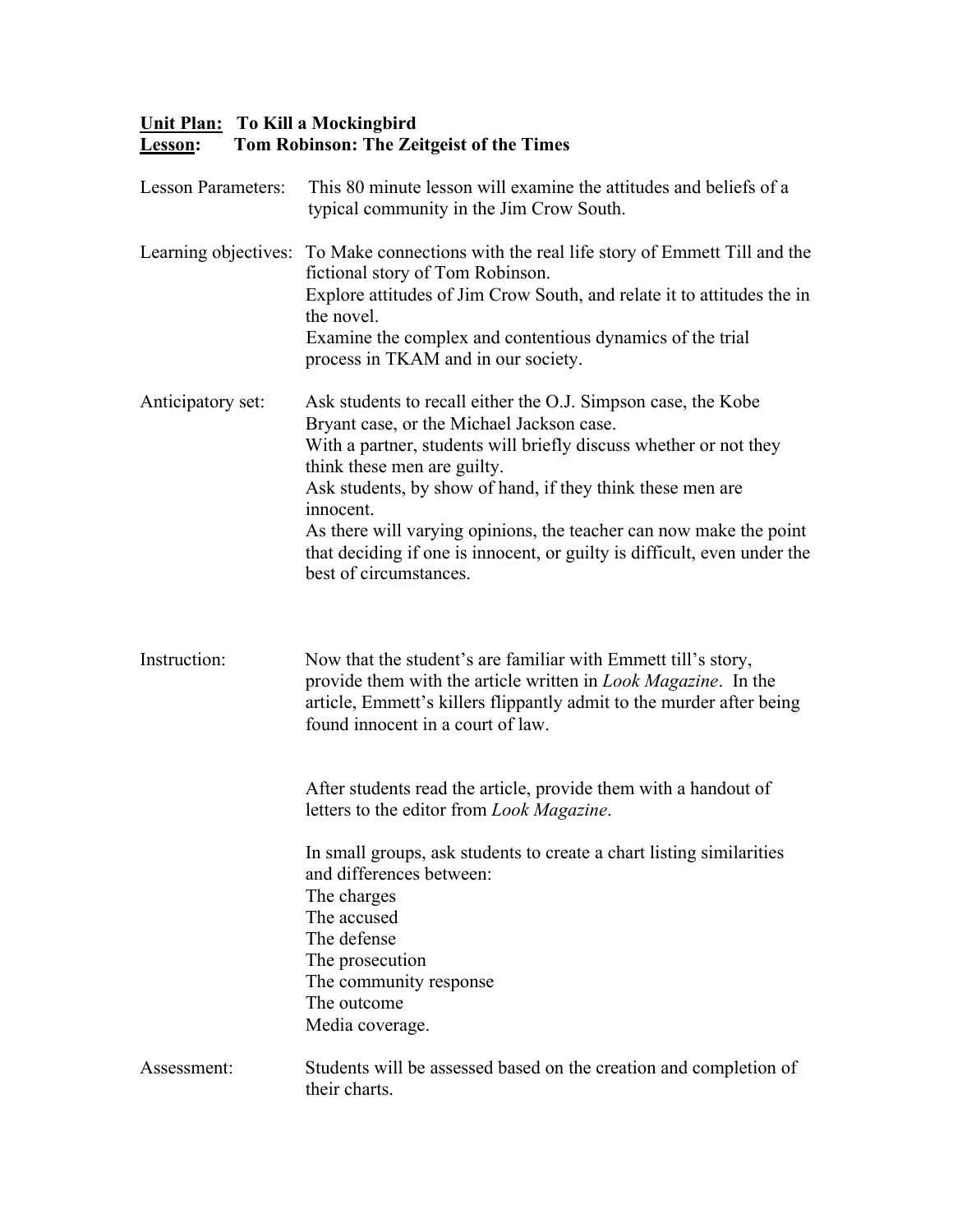**<u>Unit Plan:</u> To Kill a Mockingbird**
**<u>Lesson</u>: Tom Robinson: The Zeitgeist of the Times**

Lesson Parameters: This 80 minute lesson will examine the attitudes and beliefs of a typical community in the Jim Crow South.

Learning objectives: To Make connections with the real life story of Emmett Till and the fictional story of Tom Robinson.
Explore attitudes of Jim Crow South, and relate it to attitudes the in the novel.
Examine the complex and contentious dynamics of the trial process in TKAM and in our society.

Anticipatory set: Ask students to recall either the O.J. Simpson case, the Kobe Bryant case, or the Michael Jackson case.
With a partner, students will briefly discuss whether or not they think these men are guilty.
Ask students, by show of hand, if they think these men are innocent.
As there will varying opinions, the teacher can now make the point that deciding if one is innocent, or guilty is difficult, even under the best of circumstances.

Instruction: Now that the student's are familiar with Emmett till's story, provide them with the article written in *Look Magazine*. In the article, Emmett's killers flippantly admit to the murder after being found innocent in a court of law.

After students read the article, provide them with a handout of letters to the editor from *Look Magazine*.

In small groups, ask students to create a chart listing similarities and differences between:
The charges
The accused
The defense
The prosecution
The community response
The outcome
Media coverage.

Assessment: Students will be assessed based on the creation and completion of their charts.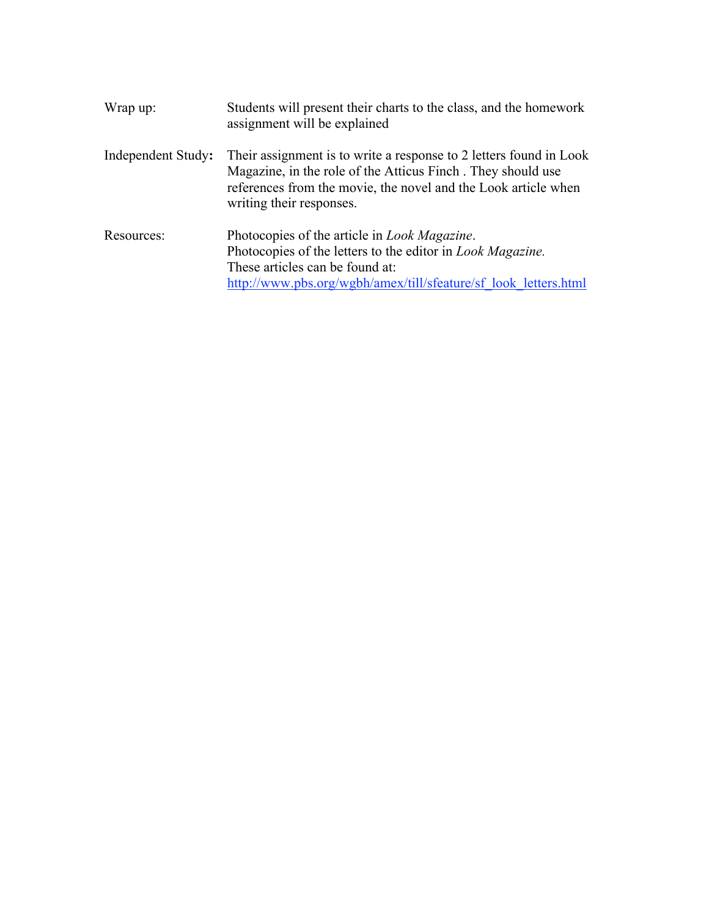**Wrap up:** Students will present their charts to the class, and the homework assignment will be explained

**Independent Study:** Their assignment is to write a response to 2 letters found in Look Magazine, in the role of the Atticus Finch . They should use references from the movie, the novel and the Look article when writing their responses.

**Resources:** Photocopies of the article in *Look Magazine*.
Photocopies of the letters to the editor in *Look Magazine.*
These articles can be found at:
http://www.pbs.org/wgbh/amex/till/sfeature/sf_look_letters.html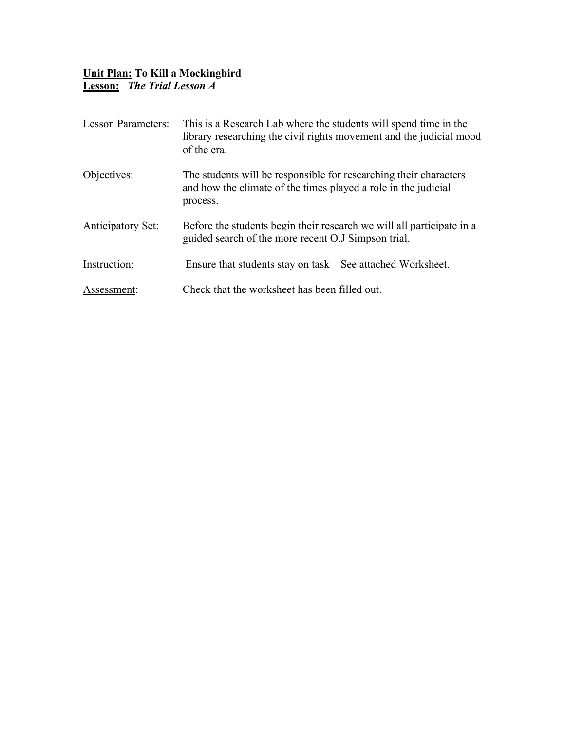**<u>Unit Plan:</u> To Kill a Mockingbird**
**<u>Lesson:</u>** ***The Trial Lesson A***

| | |
|---|---|
| <u>Lesson Parameters</u>: | This is a Research Lab where the students will spend time in the library researching the civil rights movement and the judicial mood of the era. |
| <u>Objectives</u>: | The students will be responsible for researching their characters and how the climate of the times played a role in the judicial process. |
| <u>Anticipatory Set</u>: | Before the students begin their research we will all participate in a guided search of the more recent O.J Simpson trial. |
| <u>Instruction</u>: | Ensure that students stay on task – See attached Worksheet. |
| <u>Assessment</u>: | Check that the worksheet has been filled out. |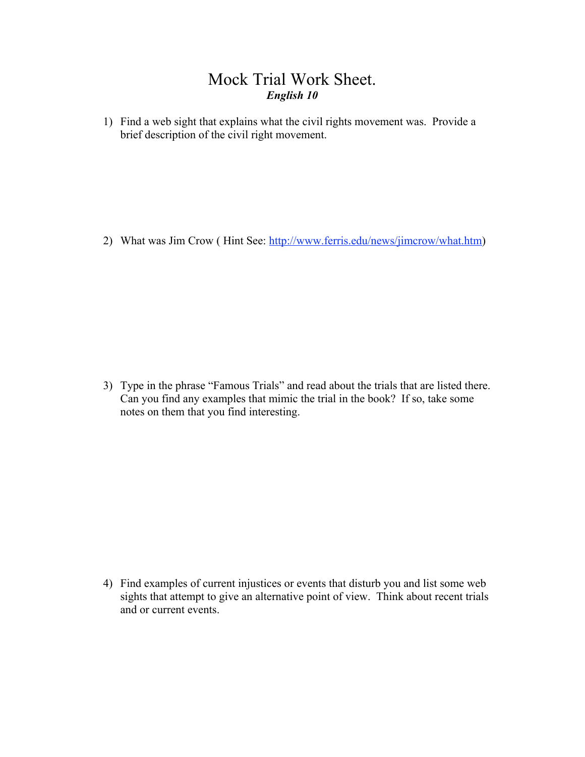# Mock Trial Work Sheet.

***English 10***

1) Find a web sight that explains what the civil rights movement was. Provide a brief description of the civil right movement.

2) What was Jim Crow ( Hint See: [http://www.ferris.edu/news/jimcrow/what.htm](http://www.ferris.edu/news/jimcrow/what.htm))

3) Type in the phrase "Famous Trials" and read about the trials that are listed there. Can you find any examples that mimic the trial in the book? If so, take some notes on them that you find interesting.

4) Find examples of current injustices or events that disturb you and list some web sights that attempt to give an alternative point of view. Think about recent trials and or current events.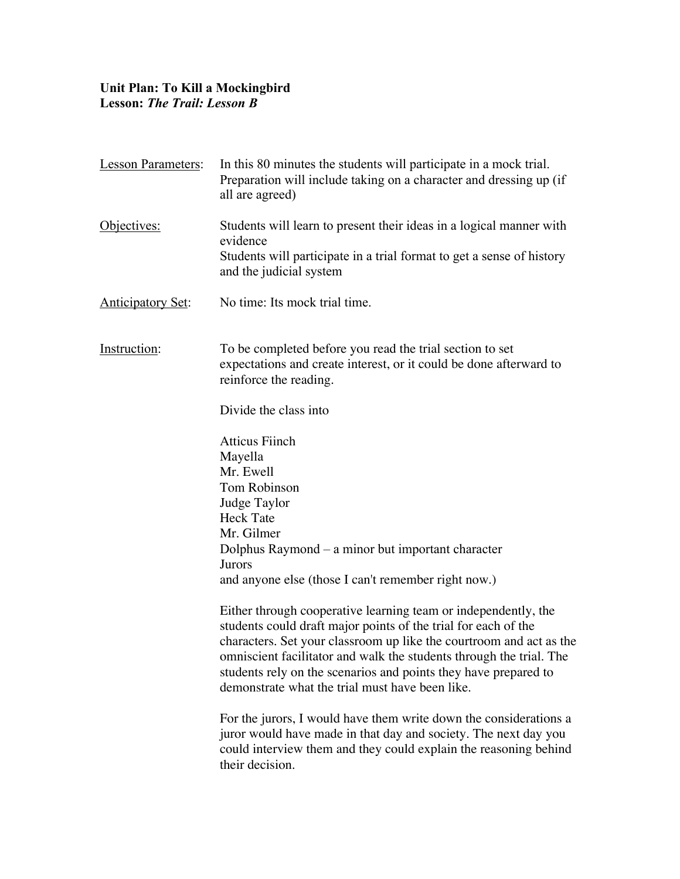**Unit Plan: To Kill a Mockingbird**
**Lesson:** ***The Trail: Lesson B***

<u>Lesson Parameters</u>: In this 80 minutes the students will participate in a mock trial. Preparation will include taking on a character and dressing up (if all are agreed)

<u>Objectives:</u> Students will learn to present their ideas in a logical manner with evidence
Students will participate in a trial format to get a sense of history and the judicial system

<u>Anticipatory Set</u>: No time: Its mock trial time.

<u>Instruction</u>: To be completed before you read the trial section to set expectations and create interest, or it could be done afterward to reinforce the reading.

Divide the class into

Atticus Fiinch
Mayella
Mr. Ewell
Tom Robinson
Judge Taylor
Heck Tate
Mr. Gilmer
Dolphus Raymond – a minor but important character
Jurors
and anyone else (those I can't remember right now.)

Either through cooperative learning team or independently, the students could draft major points of the trial for each of the characters. Set your classroom up like the courtroom and act as the omniscient facilitator and walk the students through the trial. The students rely on the scenarios and points they have prepared to demonstrate what the trial must have been like.

For the jurors, I would have them write down the considerations a juror would have made in that day and society. The next day you could interview them and they could explain the reasoning behind their decision.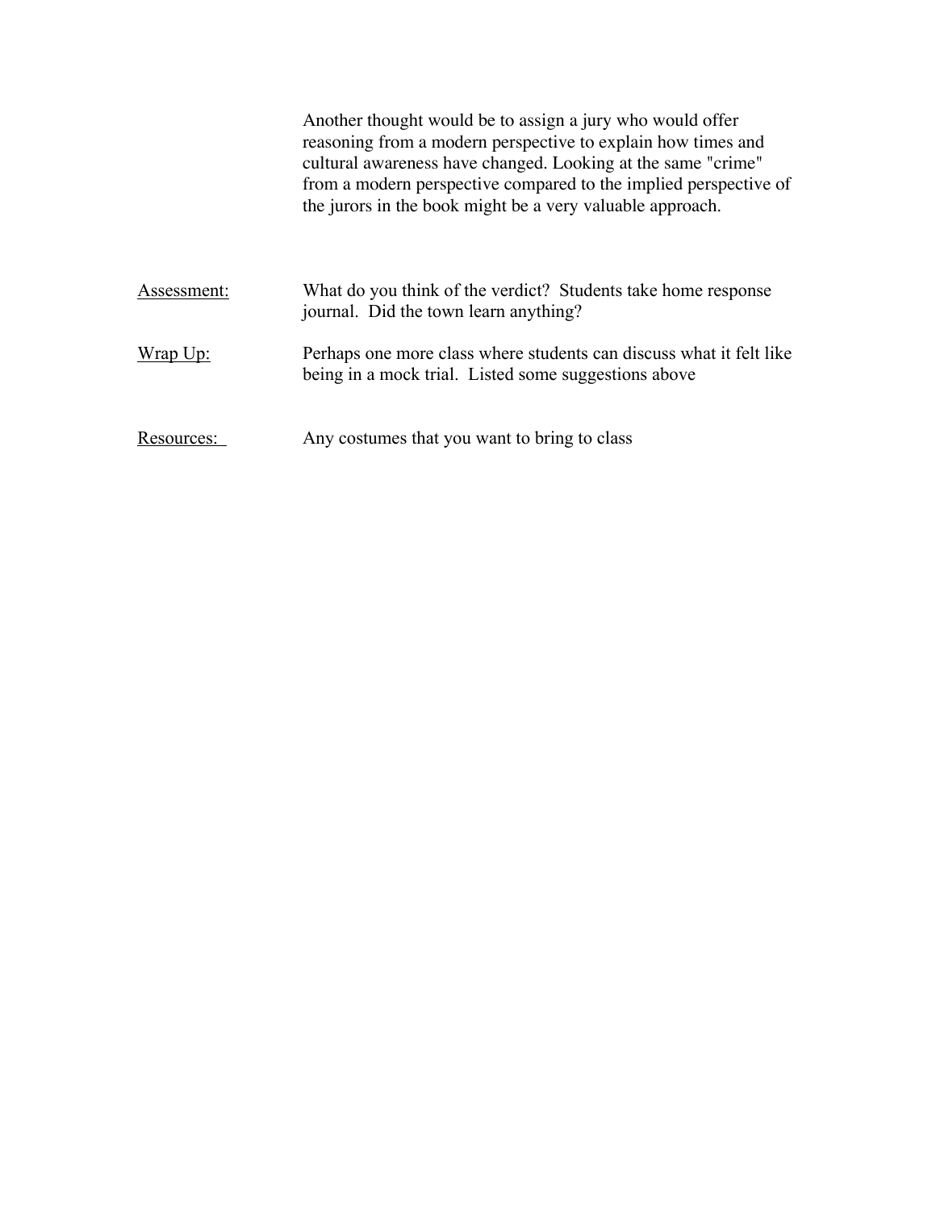Another thought would be to assign a jury who would offer reasoning from a modern perspective to explain how times and cultural awareness have changed. Looking at the same "crime" from a modern perspective compared to the implied perspective of the jurors in the book might be a very valuable approach.

<u>Assessment:</u> What do you think of the verdict? Students take home response journal. Did the town learn anything?

<u>Wrap Up:</u> Perhaps one more class where students can discuss what it felt like being in a mock trial. Listed some suggestions above

<u>Resources:</u> Any costumes that you want to bring to class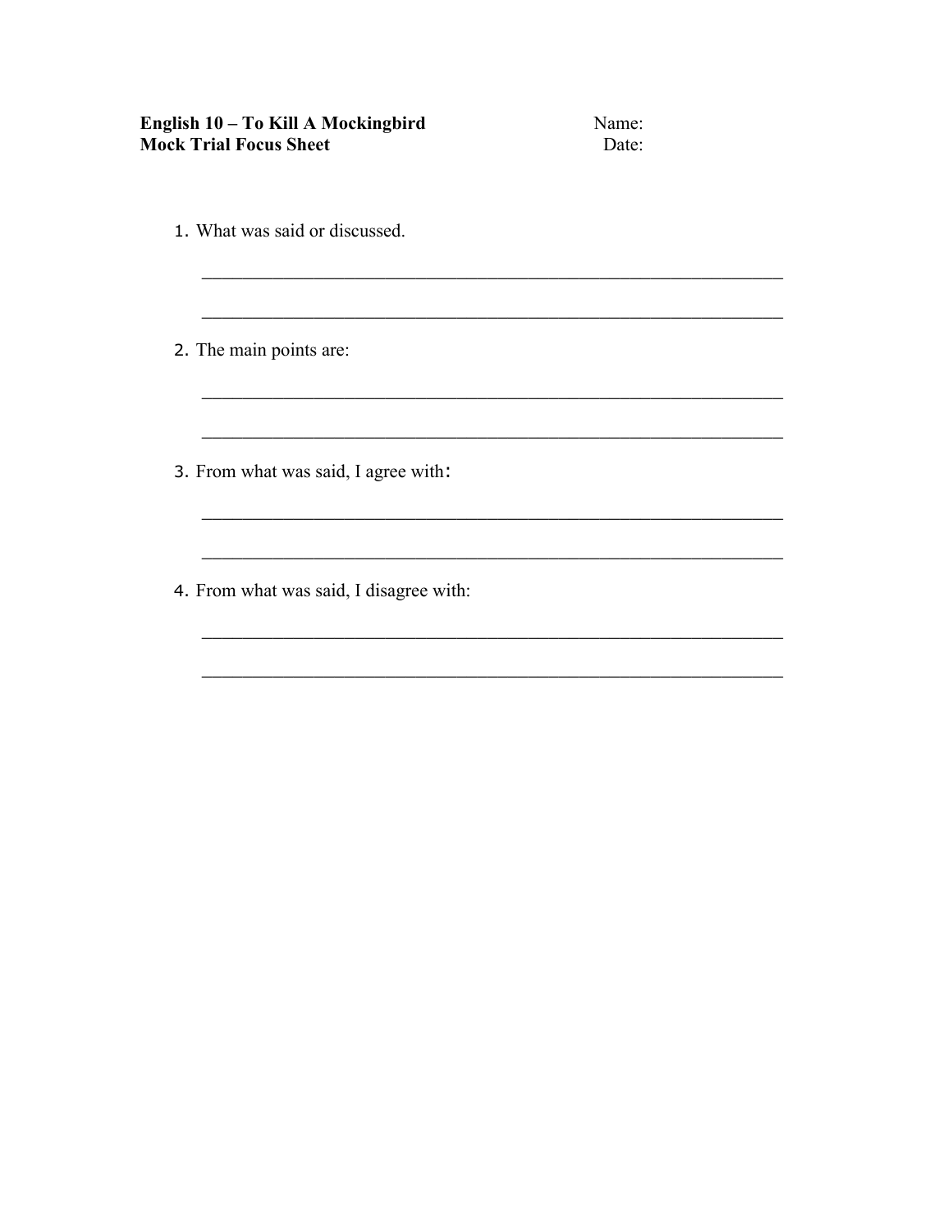**English 10 – To Kill A Mockingbird**
**Mock Trial Focus Sheet**

Name:
Date:

1. What was said or discussed.

    ____________________________________________________________

    ____________________________________________________________

2. The main points are:

    ____________________________________________________________

    ____________________________________________________________

3. From what was said, I agree with:

    ____________________________________________________________

    ____________________________________________________________

4. From what was said, I disagree with:

    ____________________________________________________________

    ____________________________________________________________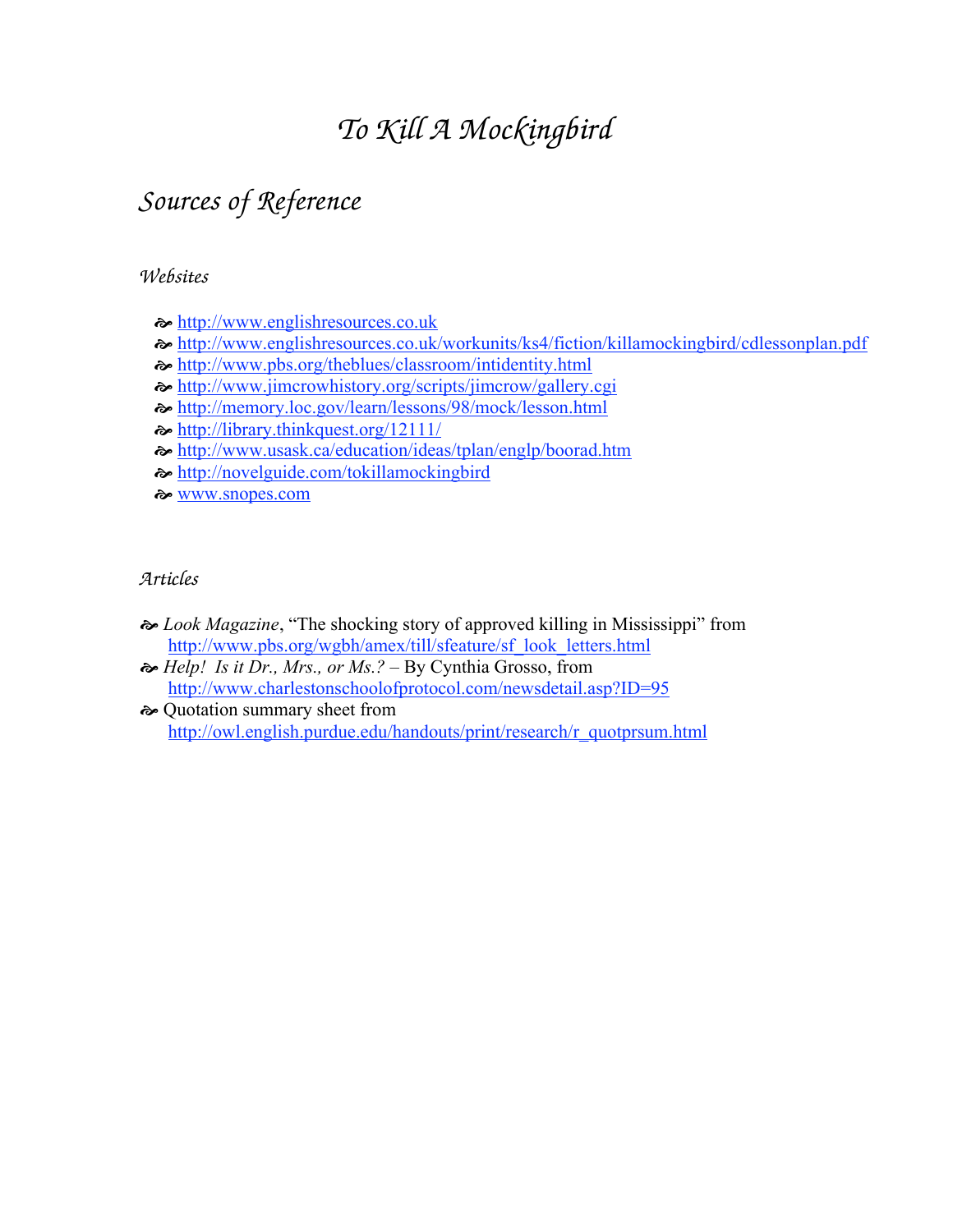# *To Kill A Mockingbird*

## *Sources of Reference*

### *Websites*

- http://www.englishresources.co.uk
- http://www.englishresources.co.uk/workunits/ks4/fiction/killamockingbird/cdlessonplan.pdf
- http://www.pbs.org/theblues/classroom/intidentity.html
- http://www.jimcrowhistory.org/scripts/jimcrow/gallery.cgi
- http://memory.loc.gov/learn/lessons/98/mock/lesson.html
- http://library.thinkquest.org/12111/
- http://www.usask.ca/education/ideas/tplan/englp/boorad.htm
- http://novelguide.com/tokillamockingbird
- www.snopes.com

### *Articles*

- *Look Magazine*, "The shocking story of approved killing in Mississippi" from http://www.pbs.org/wgbh/amex/till/sfeature/sf_look_letters.html
- *Help! Is it Dr., Mrs., or Ms.?* – By Cynthia Grosso, from http://www.charlestonschoolofprotocol.com/newsdetail.asp?ID=95
- Quotation summary sheet from http://owl.english.purdue.edu/handouts/print/research/r_quotprsum.html